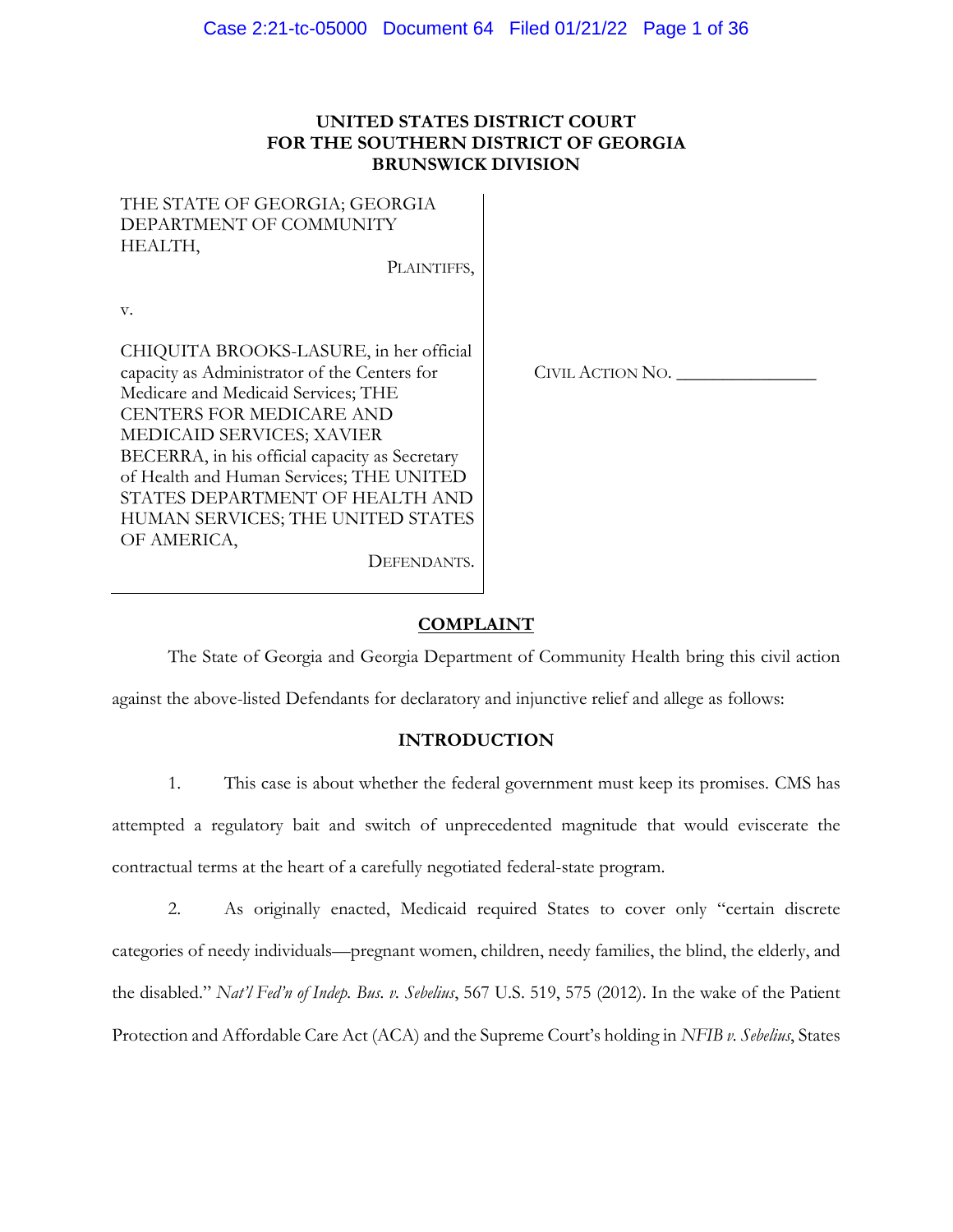**UNITED STATES DISTRICT COURT**
**FOR THE SOUTHERN DISTRICT OF GEORGIA**
**BRUNSWICK DIVISION**

| | |
|---|---|
| THE STATE OF GEORGIA; GEORGIA DEPARTMENT OF COMMUNITY HEALTH,<br><br>PLAINTIFFS,<br><br>v.<br><br>CHIQUITA BROOKS-LASURE, in her official capacity as Administrator of the Centers for Medicare and Medicaid Services; THE CENTERS FOR MEDICARE AND MEDICAID SERVICES; XAVIER BECERRA, in his official capacity as Secretary of Health and Human Services; THE UNITED STATES DEPARTMENT OF HEALTH AND HUMAN SERVICES; THE UNITED STATES OF AMERICA,<br><br>DEFENDANTS. | CIVIL ACTION NO. _______________ |

**COMPLAINT**

The State of Georgia and Georgia Department of Community Health bring this civil action against the above-listed Defendants for declaratory and injunctive relief and allege as follows:

**INTRODUCTION**

1. This case is about whether the federal government must keep its promises. CMS has attempted a regulatory bait and switch of unprecedented magnitude that would eviscerate the contractual terms at the heart of a carefully negotiated federal-state program.

2. As originally enacted, Medicaid required States to cover only "certain discrete categories of needy individuals—pregnant women, children, needy families, the blind, the elderly, and the disabled." *Nat'l Fed'n of Indep. Bus. v. Sebelius*, 567 U.S. 519, 575 (2012). In the wake of the Patient Protection and Affordable Care Act (ACA) and the Supreme Court's holding in *NFIB v. Sebelius*, States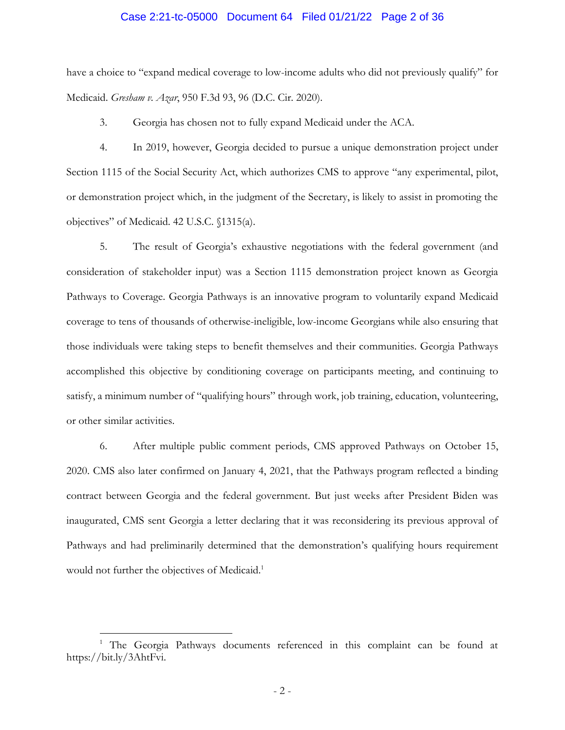have a choice to "expand medical coverage to low-income adults who did not previously qualify" for Medicaid. *Gresham v. Azar*, 950 F.3d 93, 96 (D.C. Cir. 2020).

3. Georgia has chosen not to fully expand Medicaid under the ACA.

4. In 2019, however, Georgia decided to pursue a unique demonstration project under Section 1115 of the Social Security Act, which authorizes CMS to approve "any experimental, pilot, or demonstration project which, in the judgment of the Secretary, is likely to assist in promoting the objectives" of Medicaid. 42 U.S.C. §1315(a).

5. The result of Georgia's exhaustive negotiations with the federal government (and consideration of stakeholder input) was a Section 1115 demonstration project known as Georgia Pathways to Coverage. Georgia Pathways is an innovative program to voluntarily expand Medicaid coverage to tens of thousands of otherwise-ineligible, low-income Georgians while also ensuring that those individuals were taking steps to benefit themselves and their communities. Georgia Pathways accomplished this objective by conditioning coverage on participants meeting, and continuing to satisfy, a minimum number of "qualifying hours" through work, job training, education, volunteering, or other similar activities.

6. After multiple public comment periods, CMS approved Pathways on October 15, 2020. CMS also later confirmed on January 4, 2021, that the Pathways program reflected a binding contract between Georgia and the federal government. But just weeks after President Biden was inaugurated, CMS sent Georgia a letter declaring that it was reconsidering its previous approval of Pathways and had preliminarily determined that the demonstration's qualifying hours requirement would not further the objectives of Medicaid.[1]

[1] The Georgia Pathways documents referenced in this complaint can be found at https://bit.ly/3AhtFvi.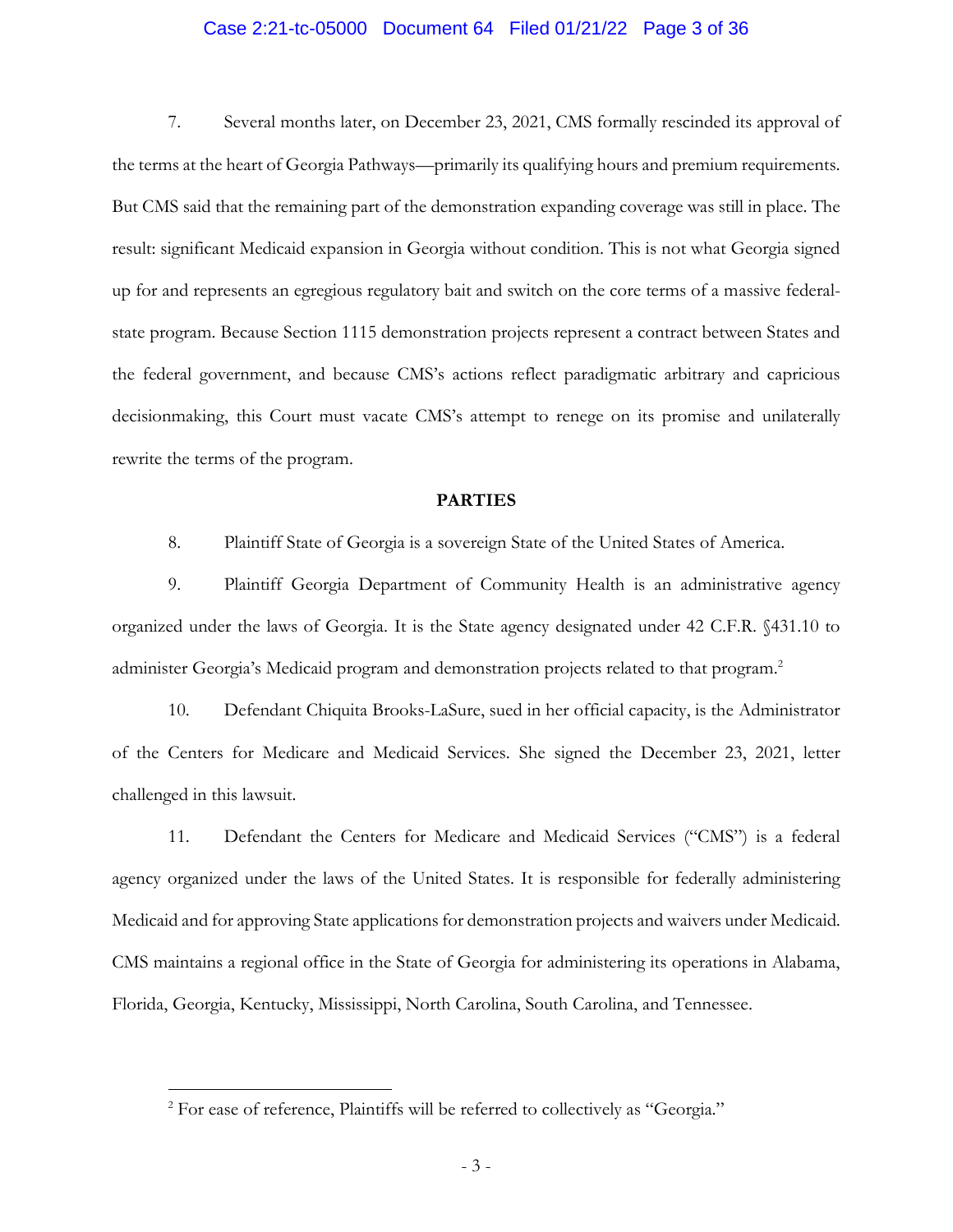7. Several months later, on December 23, 2021, CMS formally rescinded its approval of the terms at the heart of Georgia Pathways—primarily its qualifying hours and premium requirements. But CMS said that the remaining part of the demonstration expanding coverage was still in place. The result: significant Medicaid expansion in Georgia without condition. This is not what Georgia signed up for and represents an egregious regulatory bait and switch on the core terms of a massive federal-state program. Because Section 1115 demonstration projects represent a contract between States and the federal government, and because CMS's actions reflect paradigmatic arbitrary and capricious decisionmaking, this Court must vacate CMS's attempt to renege on its promise and unilaterally rewrite the terms of the program.

**PARTIES**

8. Plaintiff State of Georgia is a sovereign State of the United States of America.

9. Plaintiff Georgia Department of Community Health is an administrative agency organized under the laws of Georgia. It is the State agency designated under 42 C.F.R. §431.10 to administer Georgia's Medicaid program and demonstration projects related to that program.[2]

10. Defendant Chiquita Brooks-LaSure, sued in her official capacity, is the Administrator of the Centers for Medicare and Medicaid Services. She signed the December 23, 2021, letter challenged in this lawsuit.

11. Defendant the Centers for Medicare and Medicaid Services ("CMS") is a federal agency organized under the laws of the United States. It is responsible for federally administering Medicaid and for approving State applications for demonstration projects and waivers under Medicaid. CMS maintains a regional office in the State of Georgia for administering its operations in Alabama, Florida, Georgia, Kentucky, Mississippi, North Carolina, South Carolina, and Tennessee.

---

[2] For ease of reference, Plaintiffs will be referred to collectively as "Georgia."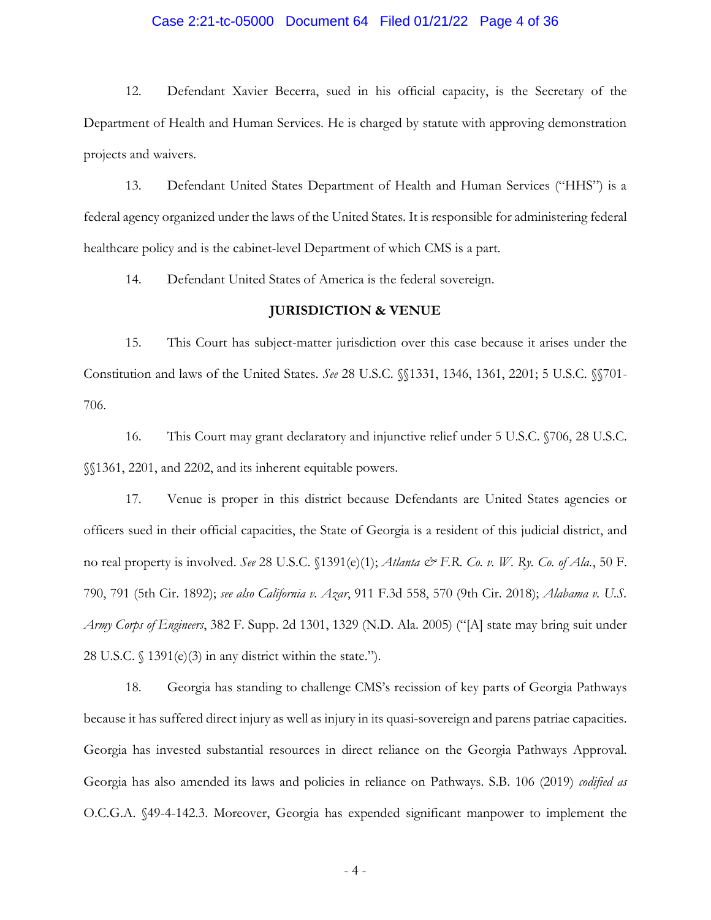12. Defendant Xavier Becerra, sued in his official capacity, is the Secretary of the Department of Health and Human Services. He is charged by statute with approving demonstration projects and waivers.

13. Defendant United States Department of Health and Human Services ("HHS") is a federal agency organized under the laws of the United States. It is responsible for administering federal healthcare policy and is the cabinet-level Department of which CMS is a part.

14. Defendant United States of America is the federal sovereign.

**JURISDICTION & VENUE**

15. This Court has subject-matter jurisdiction over this case because it arises under the Constitution and laws of the United States. *See* 28 U.S.C. §§1331, 1346, 1361, 2201; 5 U.S.C. §§701-706.

16. This Court may grant declaratory and injunctive relief under 5 U.S.C. §706, 28 U.S.C. §§1361, 2201, and 2202, and its inherent equitable powers.

17. Venue is proper in this district because Defendants are United States agencies or officers sued in their official capacities, the State of Georgia is a resident of this judicial district, and no real property is involved. *See* 28 U.S.C. §1391(e)(1); *Atlanta & F.R. Co. v. W. Ry. Co. of Ala.*, 50 F. 790, 791 (5th Cir. 1892); *see also California v. Azar*, 911 F.3d 558, 570 (9th Cir. 2018); *Alabama v. U.S. Army Corps of Engineers*, 382 F. Supp. 2d 1301, 1329 (N.D. Ala. 2005) ("[A] state may bring suit under 28 U.S.C. § 1391(e)(3) in any district within the state.").

18. Georgia has standing to challenge CMS's recission of key parts of Georgia Pathways because it has suffered direct injury as well as injury in its quasi-sovereign and parens patriae capacities. Georgia has invested substantial resources in direct reliance on the Georgia Pathways Approval. Georgia has also amended its laws and policies in reliance on Pathways. S.B. 106 (2019) *codified as* O.C.G.A. §49-4-142.3. Moreover, Georgia has expended significant manpower to implement the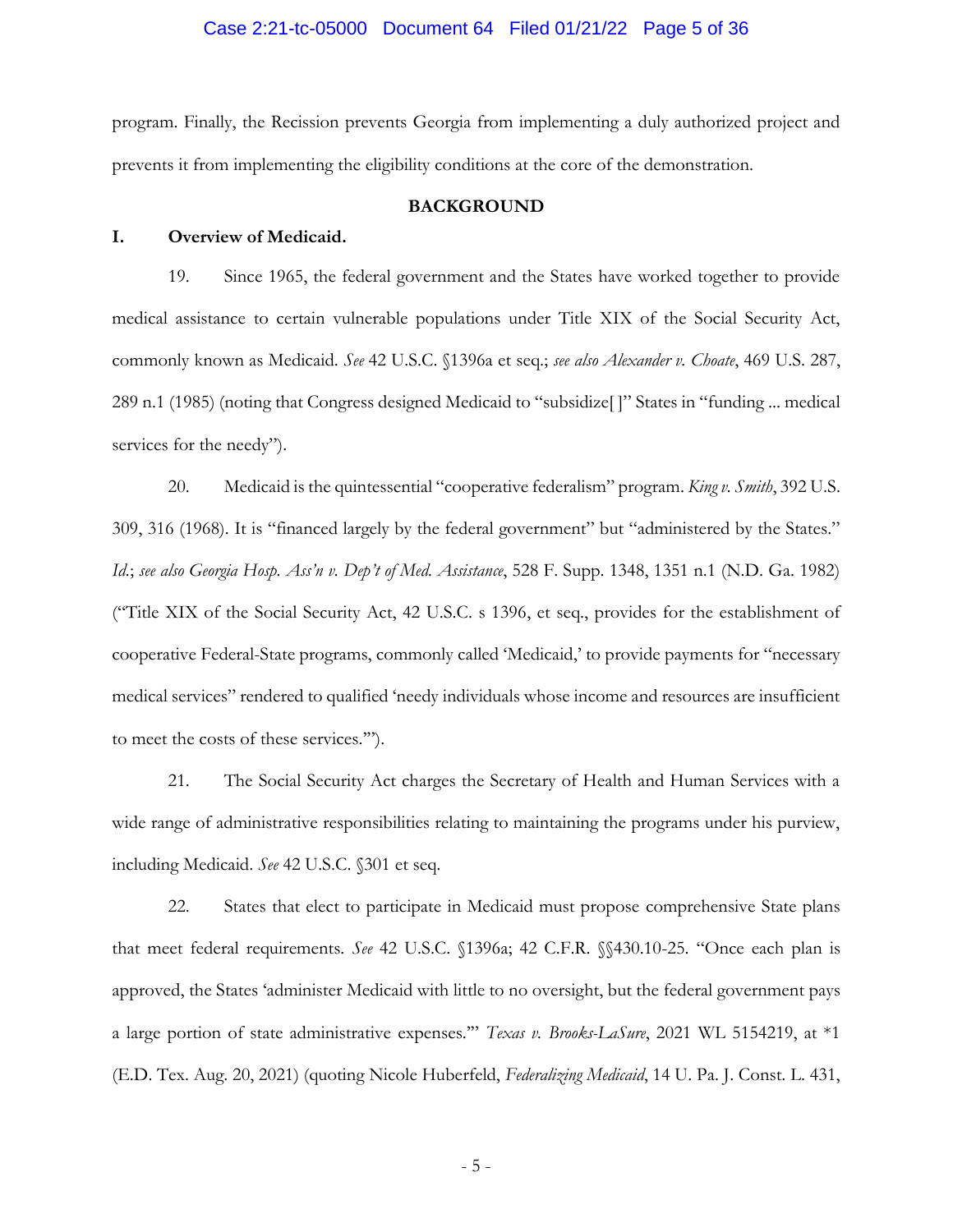program. Finally, the Recission prevents Georgia from implementing a duly authorized project and prevents it from implementing the eligibility conditions at the core of the demonstration.

## BACKGROUND

### I. Overview of Medicaid.

19. Since 1965, the federal government and the States have worked together to provide medical assistance to certain vulnerable populations under Title XIX of the Social Security Act, commonly known as Medicaid. *See* 42 U.S.C. §1396a et seq.; *see also Alexander v. Choate*, 469 U.S. 287, 289 n.1 (1985) (noting that Congress designed Medicaid to "subsidize[ ]" States in "funding ... medical services for the needy").

20. Medicaid is the quintessential "cooperative federalism" program. *King v. Smith*, 392 U.S. 309, 316 (1968). It is "financed largely by the federal government" but "administered by the States." *Id.*; *see also Georgia Hosp. Ass'n v. Dep't of Med. Assistance*, 528 F. Supp. 1348, 1351 n.1 (N.D. Ga. 1982) ("Title XIX of the Social Security Act, 42 U.S.C. s 1396, et seq., provides for the establishment of cooperative Federal-State programs, commonly called 'Medicaid,' to provide payments for "necessary medical services" rendered to qualified 'needy individuals whose income and resources are insufficient to meet the costs of these services.'").

21. The Social Security Act charges the Secretary of Health and Human Services with a wide range of administrative responsibilities relating to maintaining the programs under his purview, including Medicaid. *See* 42 U.S.C. §301 et seq.

22. States that elect to participate in Medicaid must propose comprehensive State plans that meet federal requirements. *See* 42 U.S.C. §1396a; 42 C.F.R. §§430.10-25. "Once each plan is approved, the States 'administer Medicaid with little to no oversight, but the federal government pays a large portion of state administrative expenses.'" *Texas v. Brooks-LaSure*, 2021 WL 5154219, at *1 (E.D. Tex. Aug. 20, 2021) (quoting Nicole Huberfeld, *Federalizing Medicaid*, 14 U. Pa. J. Const. L. 431,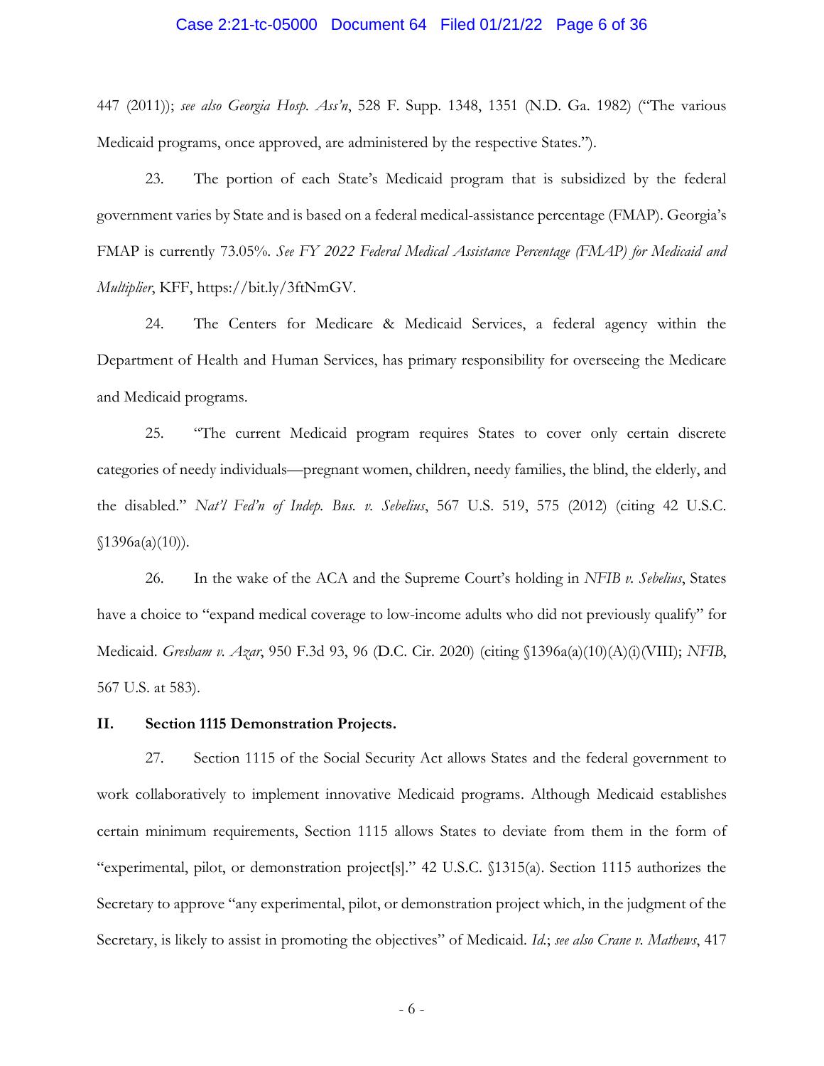447 (2011)); *see also Georgia Hosp. Ass'n*, 528 F. Supp. 1348, 1351 (N.D. Ga. 1982) ("The various Medicaid programs, once approved, are administered by the respective States.").

23. The portion of each State's Medicaid program that is subsidized by the federal government varies by State and is based on a federal medical-assistance percentage (FMAP). Georgia's FMAP is currently 73.05%. *See FY 2022 Federal Medical Assistance Percentage (FMAP) for Medicaid and Multiplier*, KFF, https://bit.ly/3ftNmGV.

24. The Centers for Medicare & Medicaid Services, a federal agency within the Department of Health and Human Services, has primary responsibility for overseeing the Medicare and Medicaid programs.

25. "The current Medicaid program requires States to cover only certain discrete categories of needy individuals—pregnant women, children, needy families, the blind, the elderly, and the disabled." *Nat'l Fed'n of Indep. Bus. v. Sebelius*, 567 U.S. 519, 575 (2012) (citing 42 U.S.C. §1396a(a)(10)).

26. In the wake of the ACA and the Supreme Court's holding in *NFIB v. Sebelius*, States have a choice to "expand medical coverage to low-income adults who did not previously qualify" for Medicaid. *Gresham v. Azar*, 950 F.3d 93, 96 (D.C. Cir. 2020) (citing §1396a(a)(10)(A)(i)(VIII); *NFIB*, 567 U.S. at 583).

## II. Section 1115 Demonstration Projects.

27. Section 1115 of the Social Security Act allows States and the federal government to work collaboratively to implement innovative Medicaid programs. Although Medicaid establishes certain minimum requirements, Section 1115 allows States to deviate from them in the form of "experimental, pilot, or demonstration project[s]." 42 U.S.C. §1315(a). Section 1115 authorizes the Secretary to approve "any experimental, pilot, or demonstration project which, in the judgment of the Secretary, is likely to assist in promoting the objectives" of Medicaid. *Id.*; *see also Crane v. Mathews*, 417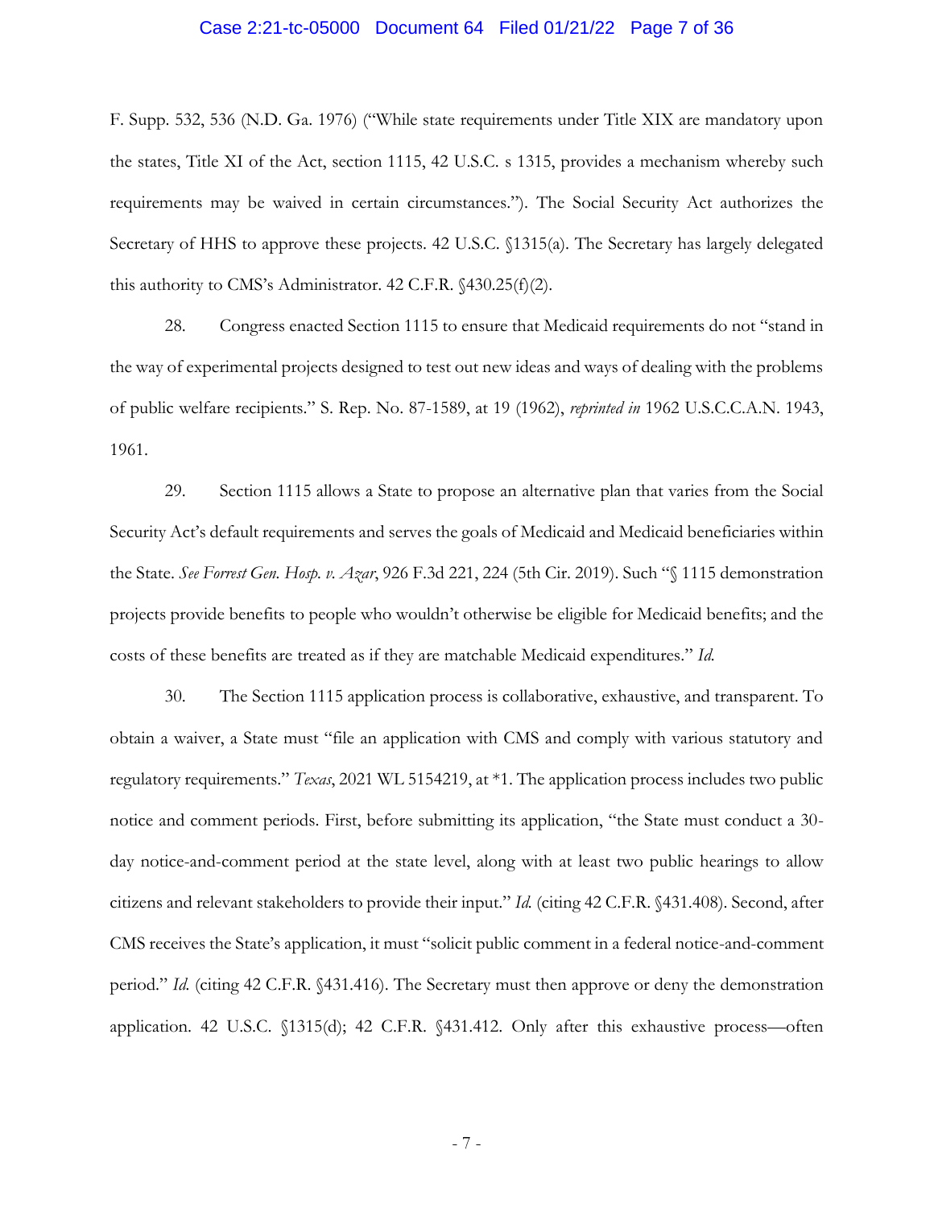F. Supp. 532, 536 (N.D. Ga. 1976) ("While state requirements under Title XIX are mandatory upon the states, Title XI of the Act, section 1115, 42 U.S.C. s 1315, provides a mechanism whereby such requirements may be waived in certain circumstances."). The Social Security Act authorizes the Secretary of HHS to approve these projects. 42 U.S.C. §1315(a). The Secretary has largely delegated this authority to CMS's Administrator. 42 C.F.R. §430.25(f)(2).

28. Congress enacted Section 1115 to ensure that Medicaid requirements do not "stand in the way of experimental projects designed to test out new ideas and ways of dealing with the problems of public welfare recipients." S. Rep. No. 87-1589, at 19 (1962), *reprinted in* 1962 U.S.C.C.A.N. 1943, 1961.

29. Section 1115 allows a State to propose an alternative plan that varies from the Social Security Act's default requirements and serves the goals of Medicaid and Medicaid beneficiaries within the State. *See Forrest Gen. Hosp. v. Azar*, 926 F.3d 221, 224 (5th Cir. 2019). Such "§ 1115 demonstration projects provide benefits to people who wouldn't otherwise be eligible for Medicaid benefits; and the costs of these benefits are treated as if they are matchable Medicaid expenditures." *Id.*

30. The Section 1115 application process is collaborative, exhaustive, and transparent. To obtain a waiver, a State must "file an application with CMS and comply with various statutory and regulatory requirements." *Texas*, 2021 WL 5154219, at *1. The application process includes two public notice and comment periods. First, before submitting its application, "the State must conduct a 30-day notice-and-comment period at the state level, along with at least two public hearings to allow citizens and relevant stakeholders to provide their input." *Id.* (citing 42 C.F.R. §431.408). Second, after CMS receives the State's application, it must "solicit public comment in a federal notice-and-comment period." *Id.* (citing 42 C.F.R. §431.416). The Secretary must then approve or deny the demonstration application. 42 U.S.C. §1315(d); 42 C.F.R. §431.412. Only after this exhaustive process—often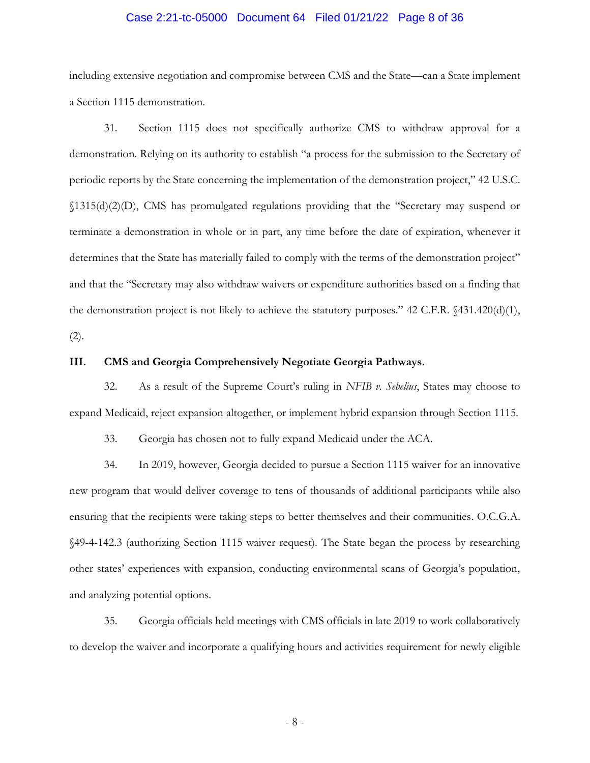including extensive negotiation and compromise between CMS and the State—can a State implement a Section 1115 demonstration.

31. Section 1115 does not specifically authorize CMS to withdraw approval for a demonstration. Relying on its authority to establish "a process for the submission to the Secretary of periodic reports by the State concerning the implementation of the demonstration project," 42 U.S.C. §1315(d)(2)(D), CMS has promulgated regulations providing that the "Secretary may suspend or terminate a demonstration in whole or in part, any time before the date of expiration, whenever it determines that the State has materially failed to comply with the terms of the demonstration project" and that the "Secretary may also withdraw waivers or expenditure authorities based on a finding that the demonstration project is not likely to achieve the statutory purposes." 42 C.F.R. §431.420(d)(1), (2).

## III. CMS and Georgia Comprehensively Negotiate Georgia Pathways.

32. As a result of the Supreme Court's ruling in *NFIB v. Sebelius*, States may choose to expand Medicaid, reject expansion altogether, or implement hybrid expansion through Section 1115.

33. Georgia has chosen not to fully expand Medicaid under the ACA.

34. In 2019, however, Georgia decided to pursue a Section 1115 waiver for an innovative new program that would deliver coverage to tens of thousands of additional participants while also ensuring that the recipients were taking steps to better themselves and their communities. O.C.G.A. §49-4-142.3 (authorizing Section 1115 waiver request). The State began the process by researching other states' experiences with expansion, conducting environmental scans of Georgia's population, and analyzing potential options.

35. Georgia officials held meetings with CMS officials in late 2019 to work collaboratively to develop the waiver and incorporate a qualifying hours and activities requirement for newly eligible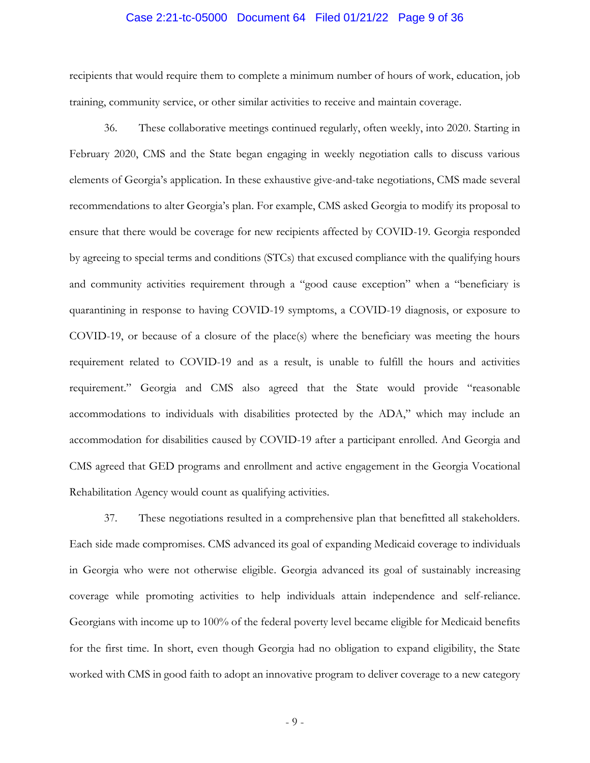recipients that would require them to complete a minimum number of hours of work, education, job training, community service, or other similar activities to receive and maintain coverage.

36. These collaborative meetings continued regularly, often weekly, into 2020. Starting in February 2020, CMS and the State began engaging in weekly negotiation calls to discuss various elements of Georgia's application. In these exhaustive give-and-take negotiations, CMS made several recommendations to alter Georgia's plan. For example, CMS asked Georgia to modify its proposal to ensure that there would be coverage for new recipients affected by COVID-19. Georgia responded by agreeing to special terms and conditions (STCs) that excused compliance with the qualifying hours and community activities requirement through a "good cause exception" when a "beneficiary is quarantining in response to having COVID-19 symptoms, a COVID-19 diagnosis, or exposure to COVID-19, or because of a closure of the place(s) where the beneficiary was meeting the hours requirement related to COVID-19 and as a result, is unable to fulfill the hours and activities requirement." Georgia and CMS also agreed that the State would provide "reasonable accommodations to individuals with disabilities protected by the ADA," which may include an accommodation for disabilities caused by COVID-19 after a participant enrolled. And Georgia and CMS agreed that GED programs and enrollment and active engagement in the Georgia Vocational Rehabilitation Agency would count as qualifying activities.

37. These negotiations resulted in a comprehensive plan that benefitted all stakeholders. Each side made compromises. CMS advanced its goal of expanding Medicaid coverage to individuals in Georgia who were not otherwise eligible. Georgia advanced its goal of sustainably increasing coverage while promoting activities to help individuals attain independence and self-reliance. Georgians with income up to 100% of the federal poverty level became eligible for Medicaid benefits for the first time. In short, even though Georgia had no obligation to expand eligibility, the State worked with CMS in good faith to adopt an innovative program to deliver coverage to a new category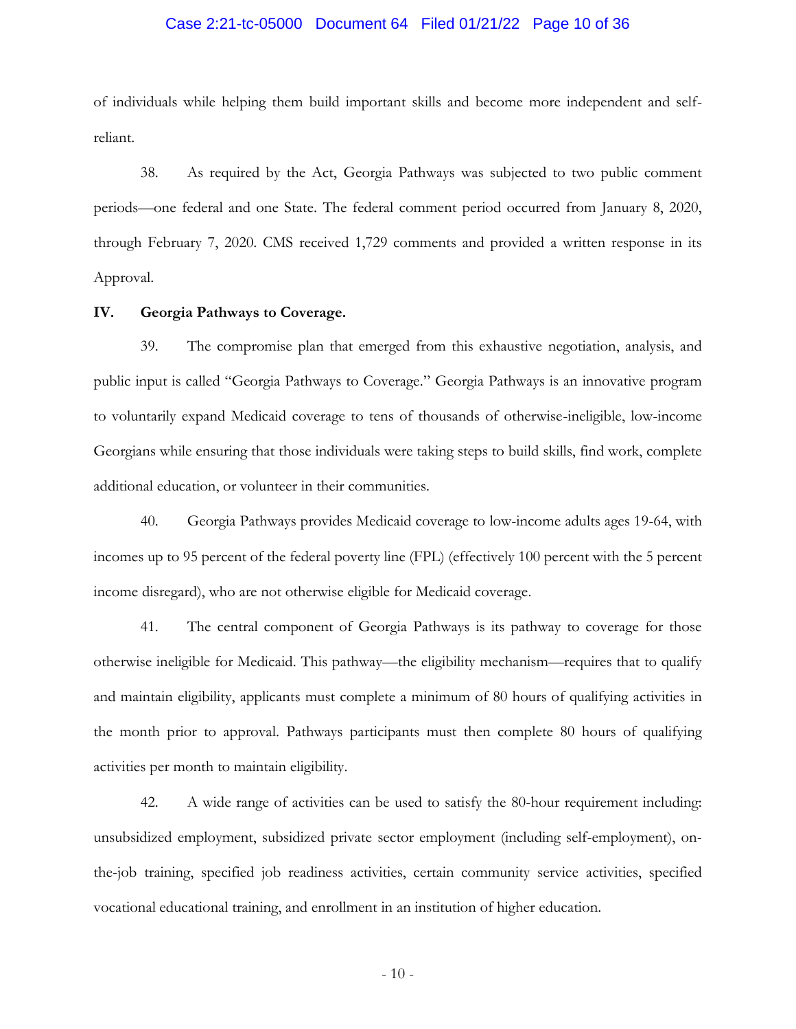of individuals while helping them build important skills and become more independent and self-reliant.

38. As required by the Act, Georgia Pathways was subjected to two public comment periods—one federal and one State. The federal comment period occurred from January 8, 2020, through February 7, 2020. CMS received 1,729 comments and provided a written response in its Approval.

## IV. Georgia Pathways to Coverage.

39. The compromise plan that emerged from this exhaustive negotiation, analysis, and public input is called "Georgia Pathways to Coverage." Georgia Pathways is an innovative program to voluntarily expand Medicaid coverage to tens of thousands of otherwise-ineligible, low-income Georgians while ensuring that those individuals were taking steps to build skills, find work, complete additional education, or volunteer in their communities.

40. Georgia Pathways provides Medicaid coverage to low-income adults ages 19-64, with incomes up to 95 percent of the federal poverty line (FPL) (effectively 100 percent with the 5 percent income disregard), who are not otherwise eligible for Medicaid coverage.

41. The central component of Georgia Pathways is its pathway to coverage for those otherwise ineligible for Medicaid. This pathway—the eligibility mechanism—requires that to qualify and maintain eligibility, applicants must complete a minimum of 80 hours of qualifying activities in the month prior to approval. Pathways participants must then complete 80 hours of qualifying activities per month to maintain eligibility.

42. A wide range of activities can be used to satisfy the 80-hour requirement including: unsubsidized employment, subsidized private sector employment (including self-employment), on-the-job training, specified job readiness activities, certain community service activities, specified vocational educational training, and enrollment in an institution of higher education.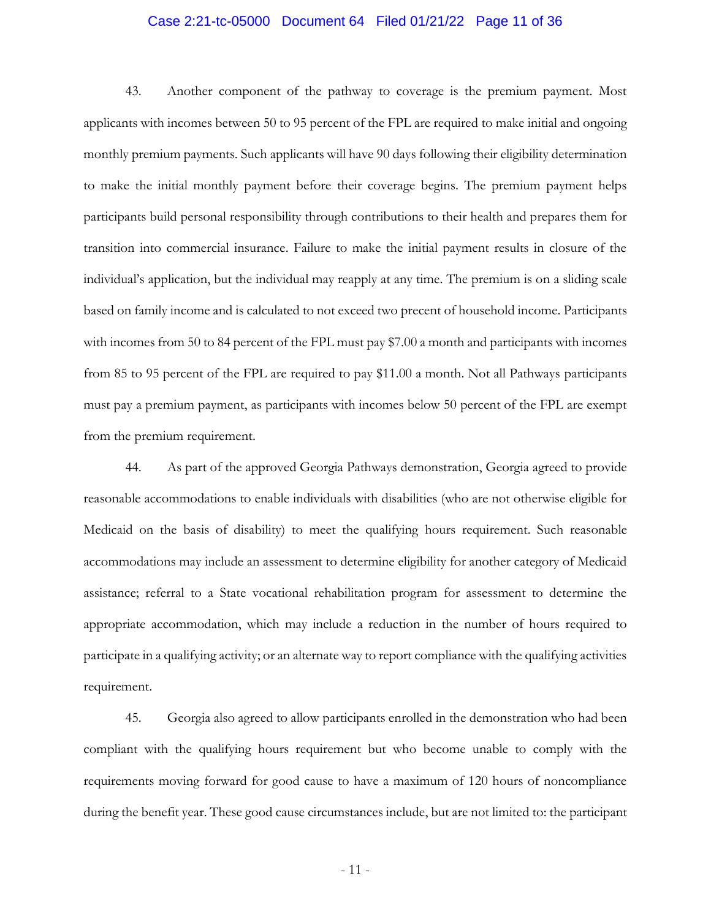43. Another component of the pathway to coverage is the premium payment. Most applicants with incomes between 50 to 95 percent of the FPL are required to make initial and ongoing monthly premium payments. Such applicants will have 90 days following their eligibility determination to make the initial monthly payment before their coverage begins. The premium payment helps participants build personal responsibility through contributions to their health and prepares them for transition into commercial insurance. Failure to make the initial payment results in closure of the individual's application, but the individual may reapply at any time. The premium is on a sliding scale based on family income and is calculated to not exceed two precent of household income. Participants with incomes from 50 to 84 percent of the FPL must pay $7.00 a month and participants with incomes from 85 to 95 percent of the FPL are required to pay $11.00 a month. Not all Pathways participants must pay a premium payment, as participants with incomes below 50 percent of the FPL are exempt from the premium requirement.

44. As part of the approved Georgia Pathways demonstration, Georgia agreed to provide reasonable accommodations to enable individuals with disabilities (who are not otherwise eligible for Medicaid on the basis of disability) to meet the qualifying hours requirement. Such reasonable accommodations may include an assessment to determine eligibility for another category of Medicaid assistance; referral to a State vocational rehabilitation program for assessment to determine the appropriate accommodation, which may include a reduction in the number of hours required to participate in a qualifying activity; or an alternate way to report compliance with the qualifying activities requirement.

45. Georgia also agreed to allow participants enrolled in the demonstration who had been compliant with the qualifying hours requirement but who become unable to comply with the requirements moving forward for good cause to have a maximum of 120 hours of noncompliance during the benefit year. These good cause circumstances include, but are not limited to: the participant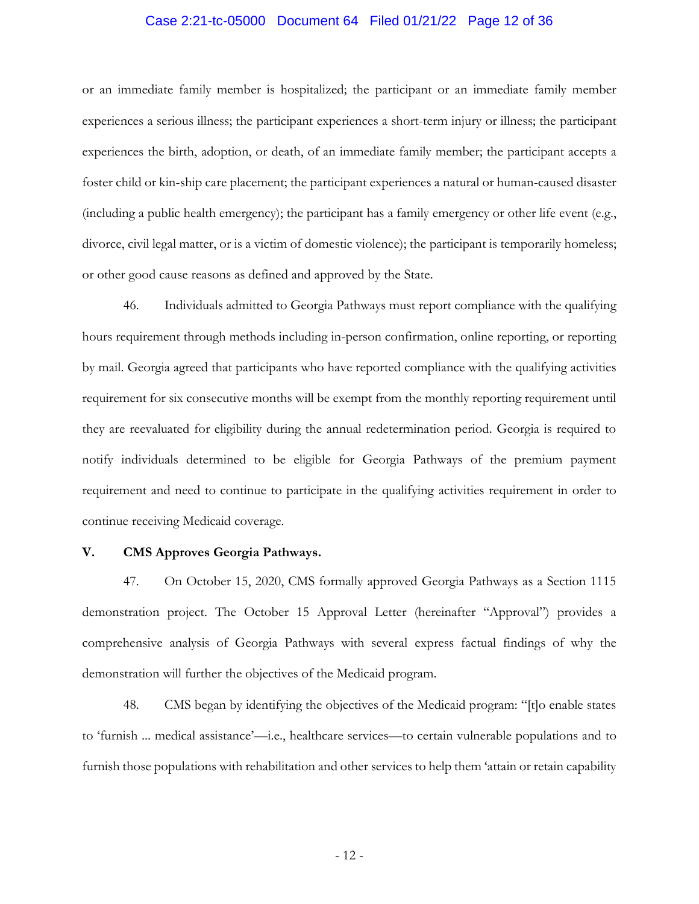or an immediate family member is hospitalized; the participant or an immediate family member experiences a serious illness; the participant experiences a short-term injury or illness; the participant experiences the birth, adoption, or death, of an immediate family member; the participant accepts a foster child or kin-ship care placement; the participant experiences a natural or human-caused disaster (including a public health emergency); the participant has a family emergency or other life event (e.g., divorce, civil legal matter, or is a victim of domestic violence); the participant is temporarily homeless; or other good cause reasons as defined and approved by the State.

46. Individuals admitted to Georgia Pathways must report compliance with the qualifying hours requirement through methods including in-person confirmation, online reporting, or reporting by mail. Georgia agreed that participants who have reported compliance with the qualifying activities requirement for six consecutive months will be exempt from the monthly reporting requirement until they are reevaluated for eligibility during the annual redetermination period. Georgia is required to notify individuals determined to be eligible for Georgia Pathways of the premium payment requirement and need to continue to participate in the qualifying activities requirement in order to continue receiving Medicaid coverage.

## V. CMS Approves Georgia Pathways.

47. On October 15, 2020, CMS formally approved Georgia Pathways as a Section 1115 demonstration project. The October 15 Approval Letter (hereinafter "Approval") provides a comprehensive analysis of Georgia Pathways with several express factual findings of why the demonstration will further the objectives of the Medicaid program.

48. CMS began by identifying the objectives of the Medicaid program: "[t]o enable states to 'furnish ... medical assistance'—i.e., healthcare services—to certain vulnerable populations and to furnish those populations with rehabilitation and other services to help them 'attain or retain capability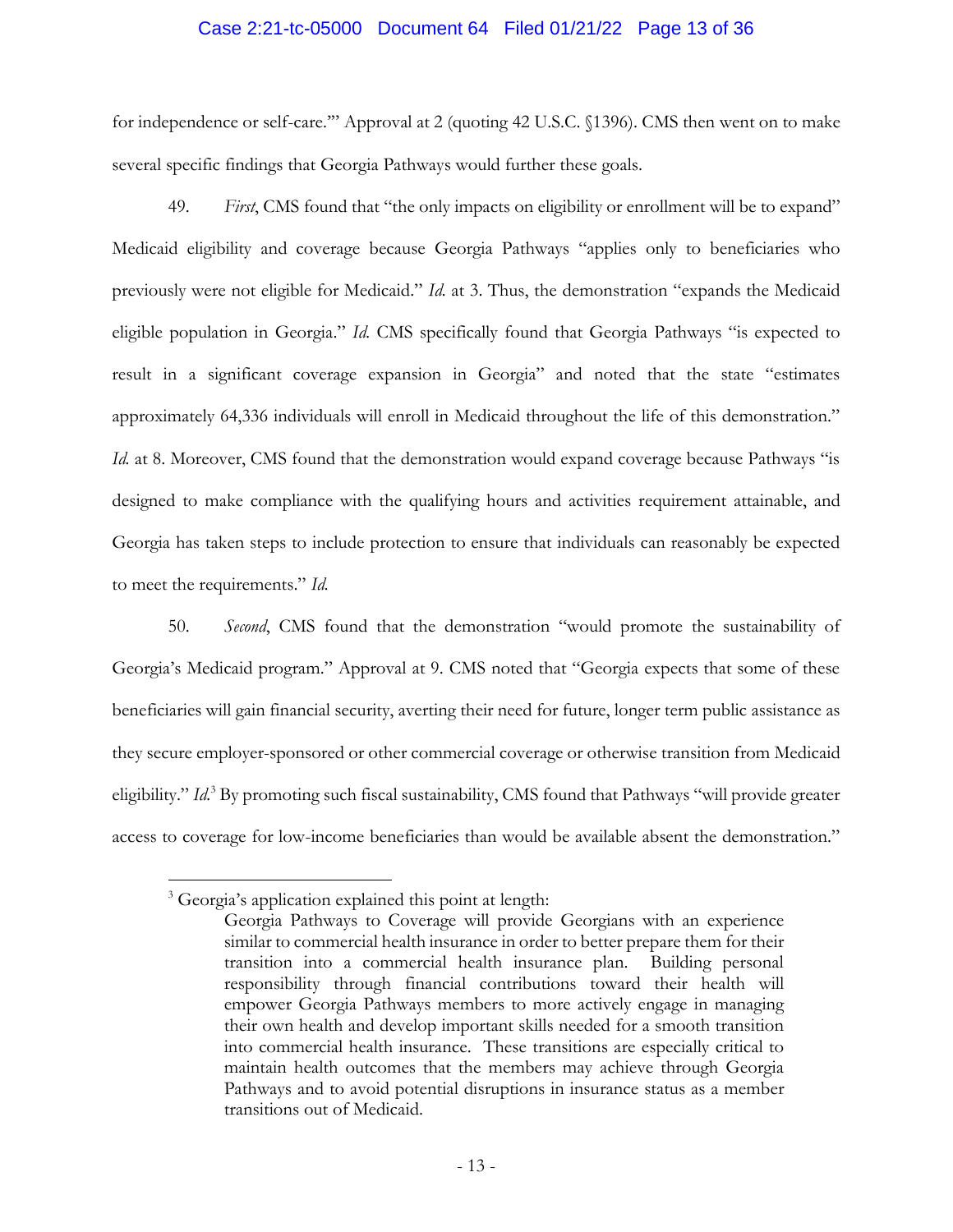for independence or self-care.'" Approval at 2 (quoting 42 U.S.C. §1396). CMS then went on to make several specific findings that Georgia Pathways would further these goals.

49. *First*, CMS found that "the only impacts on eligibility or enrollment will be to expand" Medicaid eligibility and coverage because Georgia Pathways "applies only to beneficiaries who previously were not eligible for Medicaid." *Id.* at 3. Thus, the demonstration "expands the Medicaid eligible population in Georgia." *Id.* CMS specifically found that Georgia Pathways "is expected to result in a significant coverage expansion in Georgia" and noted that the state "estimates approximately 64,336 individuals will enroll in Medicaid throughout the life of this demonstration." *Id.* at 8. Moreover, CMS found that the demonstration would expand coverage because Pathways "is designed to make compliance with the qualifying hours and activities requirement attainable, and Georgia has taken steps to include protection to ensure that individuals can reasonably be expected to meet the requirements." *Id.*

50. *Second*, CMS found that the demonstration "would promote the sustainability of Georgia's Medicaid program." Approval at 9. CMS noted that "Georgia expects that some of these beneficiaries will gain financial security, averting their need for future, longer term public assistance as they secure employer-sponsored or other commercial coverage or otherwise transition from Medicaid eligibility." *Id.*[3] By promoting such fiscal sustainability, CMS found that Pathways "will provide greater access to coverage for low-income beneficiaries than would be available absent the demonstration."

---

[3] Georgia's application explained this point at length:

> Georgia Pathways to Coverage will provide Georgians with an experience similar to commercial health insurance in order to better prepare them for their transition into a commercial health insurance plan. Building personal responsibility through financial contributions toward their health will empower Georgia Pathways members to more actively engage in managing their own health and develop important skills needed for a smooth transition into commercial health insurance. These transitions are especially critical to maintain health outcomes that the members may achieve through Georgia Pathways and to avoid potential disruptions in insurance status as a member transitions out of Medicaid.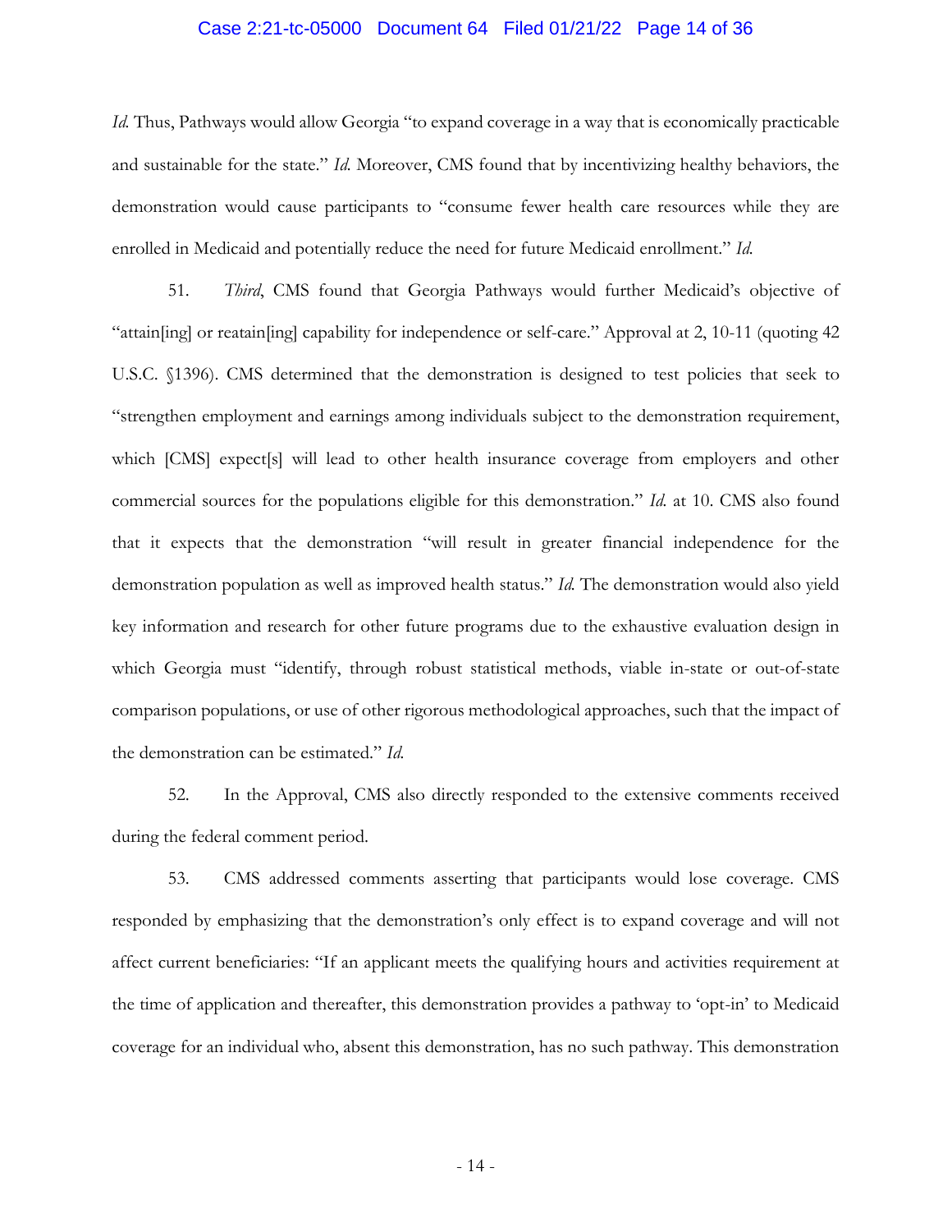*Id.* Thus, Pathways would allow Georgia "to expand coverage in a way that is economically practicable and sustainable for the state." *Id.* Moreover, CMS found that by incentivizing healthy behaviors, the demonstration would cause participants to "consume fewer health care resources while they are enrolled in Medicaid and potentially reduce the need for future Medicaid enrollment." *Id.*

51. *Third*, CMS found that Georgia Pathways would further Medicaid's objective of "attain[ing] or reatain[ing] capability for independence or self-care." Approval at 2, 10-11 (quoting 42 U.S.C. §1396). CMS determined that the demonstration is designed to test policies that seek to "strengthen employment and earnings among individuals subject to the demonstration requirement, which [CMS] expect[s] will lead to other health insurance coverage from employers and other commercial sources for the populations eligible for this demonstration." *Id.* at 10. CMS also found that it expects that the demonstration "will result in greater financial independence for the demonstration population as well as improved health status." *Id.* The demonstration would also yield key information and research for other future programs due to the exhaustive evaluation design in which Georgia must "identify, through robust statistical methods, viable in-state or out-of-state comparison populations, or use of other rigorous methodological approaches, such that the impact of the demonstration can be estimated." *Id.*

52. In the Approval, CMS also directly responded to the extensive comments received during the federal comment period.

53. CMS addressed comments asserting that participants would lose coverage. CMS responded by emphasizing that the demonstration's only effect is to expand coverage and will not affect current beneficiaries: "If an applicant meets the qualifying hours and activities requirement at the time of application and thereafter, this demonstration provides a pathway to 'opt-in' to Medicaid coverage for an individual who, absent this demonstration, has no such pathway. This demonstration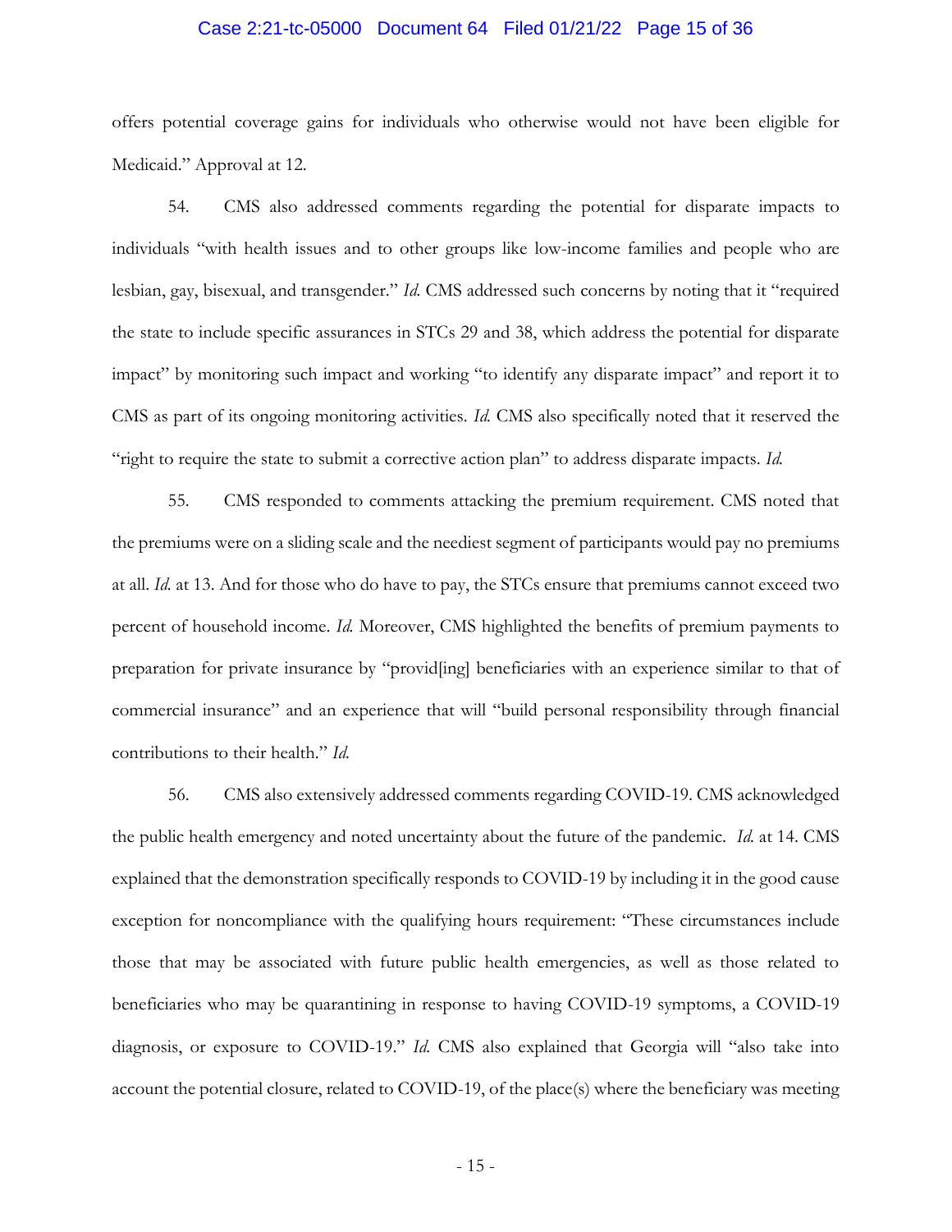offers potential coverage gains for individuals who otherwise would not have been eligible for Medicaid." Approval at 12.

54. CMS also addressed comments regarding the potential for disparate impacts to individuals "with health issues and to other groups like low-income families and people who are lesbian, gay, bisexual, and transgender." *Id.* CMS addressed such concerns by noting that it "required the state to include specific assurances in STCs 29 and 38, which address the potential for disparate impact" by monitoring such impact and working "to identify any disparate impact" and report it to CMS as part of its ongoing monitoring activities. *Id.* CMS also specifically noted that it reserved the "right to require the state to submit a corrective action plan" to address disparate impacts. *Id.*

55. CMS responded to comments attacking the premium requirement. CMS noted that the premiums were on a sliding scale and the neediest segment of participants would pay no premiums at all. *Id.* at 13. And for those who do have to pay, the STCs ensure that premiums cannot exceed two percent of household income. *Id.* Moreover, CMS highlighted the benefits of premium payments to preparation for private insurance by "provid[ing] beneficiaries with an experience similar to that of commercial insurance" and an experience that will "build personal responsibility through financial contributions to their health." *Id.*

56. CMS also extensively addressed comments regarding COVID-19. CMS acknowledged the public health emergency and noted uncertainty about the future of the pandemic. *Id.* at 14. CMS explained that the demonstration specifically responds to COVID-19 by including it in the good cause exception for noncompliance with the qualifying hours requirement: "These circumstances include those that may be associated with future public health emergencies, as well as those related to beneficiaries who may be quarantining in response to having COVID-19 symptoms, a COVID-19 diagnosis, or exposure to COVID-19." *Id.* CMS also explained that Georgia will "also take into account the potential closure, related to COVID-19, of the place(s) where the beneficiary was meeting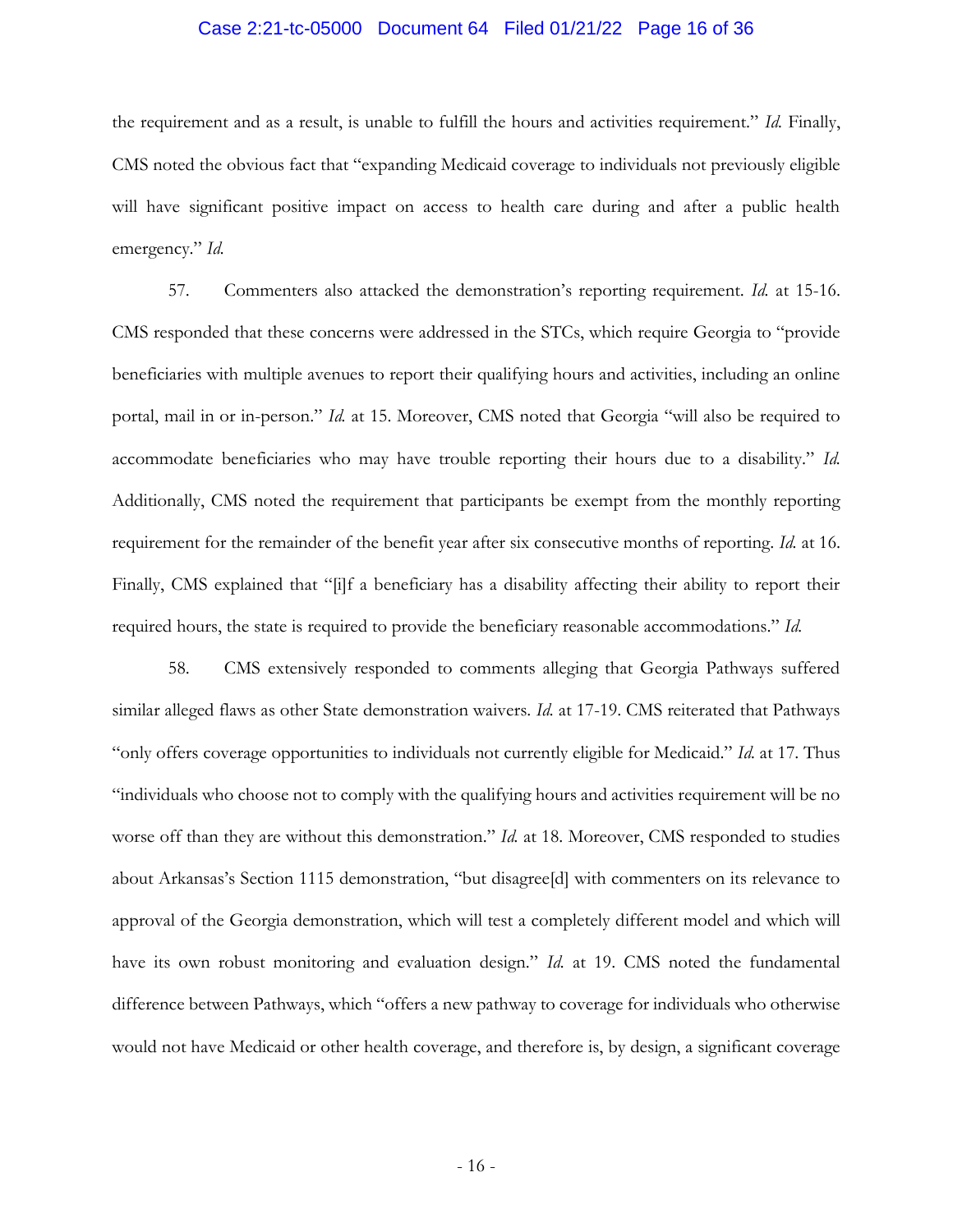the requirement and as a result, is unable to fulfill the hours and activities requirement." *Id.* Finally, CMS noted the obvious fact that "expanding Medicaid coverage to individuals not previously eligible will have significant positive impact on access to health care during and after a public health emergency." *Id.*

57. Commenters also attacked the demonstration's reporting requirement. *Id.* at 15-16. CMS responded that these concerns were addressed in the STCs, which require Georgia to "provide beneficiaries with multiple avenues to report their qualifying hours and activities, including an online portal, mail in or in-person." *Id.* at 15. Moreover, CMS noted that Georgia "will also be required to accommodate beneficiaries who may have trouble reporting their hours due to a disability." *Id.* Additionally, CMS noted the requirement that participants be exempt from the monthly reporting requirement for the remainder of the benefit year after six consecutive months of reporting. *Id.* at 16. Finally, CMS explained that "[i]f a beneficiary has a disability affecting their ability to report their required hours, the state is required to provide the beneficiary reasonable accommodations." *Id.*

58. CMS extensively responded to comments alleging that Georgia Pathways suffered similar alleged flaws as other State demonstration waivers. *Id.* at 17-19. CMS reiterated that Pathways "only offers coverage opportunities to individuals not currently eligible for Medicaid." *Id.* at 17. Thus "individuals who choose not to comply with the qualifying hours and activities requirement will be no worse off than they are without this demonstration." *Id.* at 18. Moreover, CMS responded to studies about Arkansas's Section 1115 demonstration, "but disagree[d] with commenters on its relevance to approval of the Georgia demonstration, which will test a completely different model and which will have its own robust monitoring and evaluation design." *Id.* at 19. CMS noted the fundamental difference between Pathways, which "offers a new pathway to coverage for individuals who otherwise would not have Medicaid or other health coverage, and therefore is, by design, a significant coverage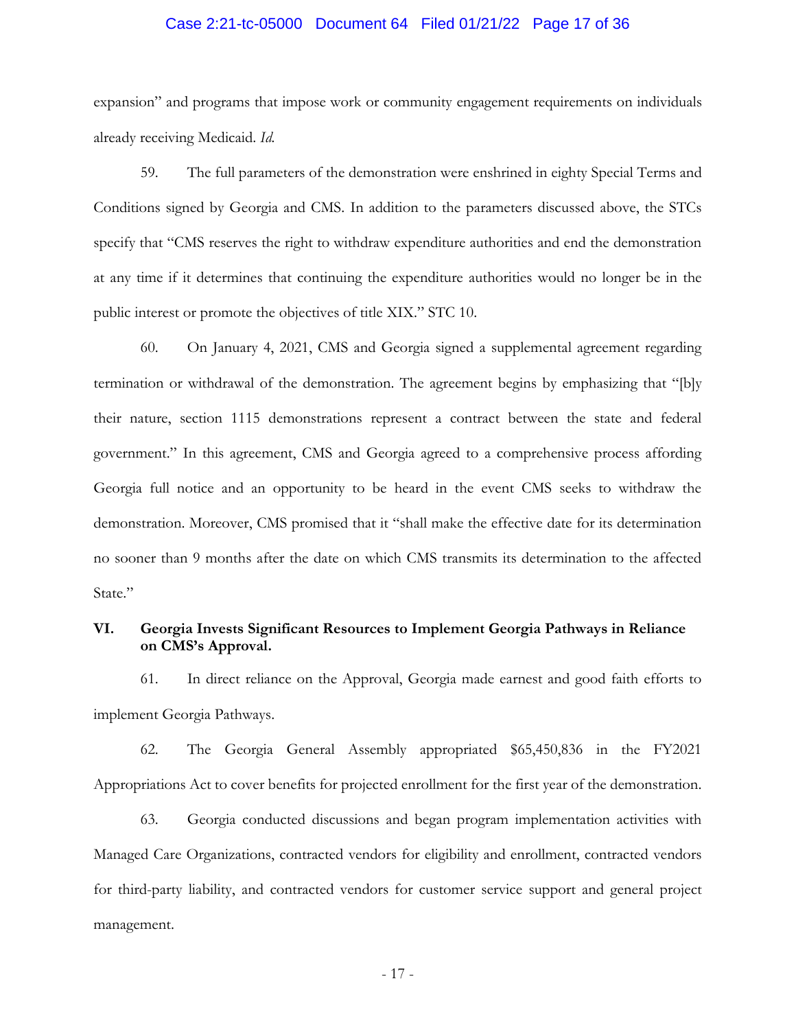expansion" and programs that impose work or community engagement requirements on individuals already receiving Medicaid. *Id.*

59. The full parameters of the demonstration were enshrined in eighty Special Terms and Conditions signed by Georgia and CMS. In addition to the parameters discussed above, the STCs specify that "CMS reserves the right to withdraw expenditure authorities and end the demonstration at any time if it determines that continuing the expenditure authorities would no longer be in the public interest or promote the objectives of title XIX." STC 10.

60. On January 4, 2021, CMS and Georgia signed a supplemental agreement regarding termination or withdrawal of the demonstration. The agreement begins by emphasizing that "[b]y their nature, section 1115 demonstrations represent a contract between the state and federal government." In this agreement, CMS and Georgia agreed to a comprehensive process affording Georgia full notice and an opportunity to be heard in the event CMS seeks to withdraw the demonstration. Moreover, CMS promised that it "shall make the effective date for its determination no sooner than 9 months after the date on which CMS transmits its determination to the affected State."

## VI. Georgia Invests Significant Resources to Implement Georgia Pathways in Reliance on CMS's Approval.

61. In direct reliance on the Approval, Georgia made earnest and good faith efforts to implement Georgia Pathways.

62. The Georgia General Assembly appropriated $65,450,836 in the FY2021 Appropriations Act to cover benefits for projected enrollment for the first year of the demonstration.

63. Georgia conducted discussions and began program implementation activities with Managed Care Organizations, contracted vendors for eligibility and enrollment, contracted vendors for third-party liability, and contracted vendors for customer service support and general project management.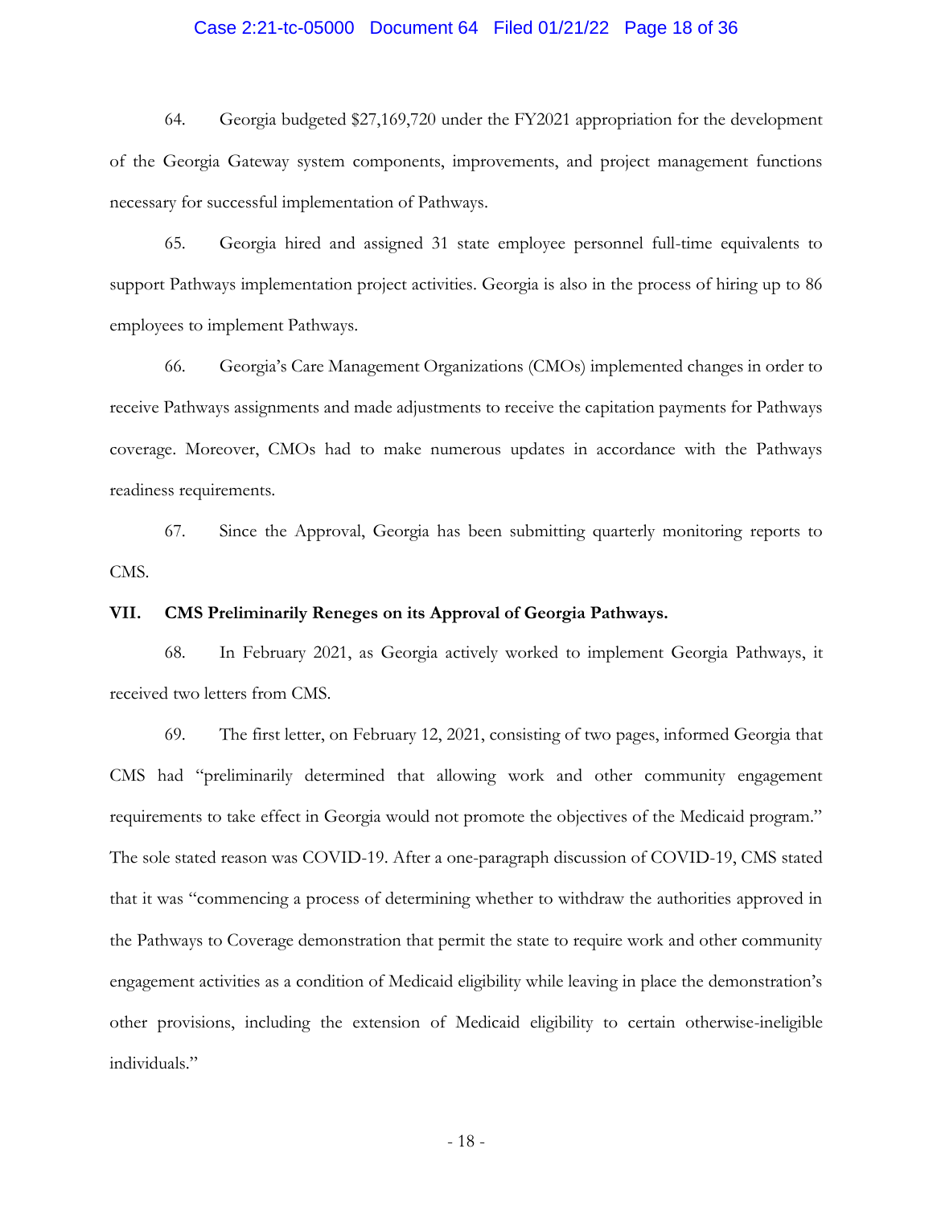64. Georgia budgeted $27,169,720 under the FY2021 appropriation for the development of the Georgia Gateway system components, improvements, and project management functions necessary for successful implementation of Pathways.

65. Georgia hired and assigned 31 state employee personnel full-time equivalents to support Pathways implementation project activities. Georgia is also in the process of hiring up to 86 employees to implement Pathways.

66. Georgia's Care Management Organizations (CMOs) implemented changes in order to receive Pathways assignments and made adjustments to receive the capitation payments for Pathways coverage. Moreover, CMOs had to make numerous updates in accordance with the Pathways readiness requirements.

67. Since the Approval, Georgia has been submitting quarterly monitoring reports to CMS.

## VII. CMS Preliminarily Reneges on its Approval of Georgia Pathways.

68. In February 2021, as Georgia actively worked to implement Georgia Pathways, it received two letters from CMS.

69. The first letter, on February 12, 2021, consisting of two pages, informed Georgia that CMS had "preliminarily determined that allowing work and other community engagement requirements to take effect in Georgia would not promote the objectives of the Medicaid program." The sole stated reason was COVID-19. After a one-paragraph discussion of COVID-19, CMS stated that it was "commencing a process of determining whether to withdraw the authorities approved in the Pathways to Coverage demonstration that permit the state to require work and other community engagement activities as a condition of Medicaid eligibility while leaving in place the demonstration's other provisions, including the extension of Medicaid eligibility to certain otherwise-ineligible individuals."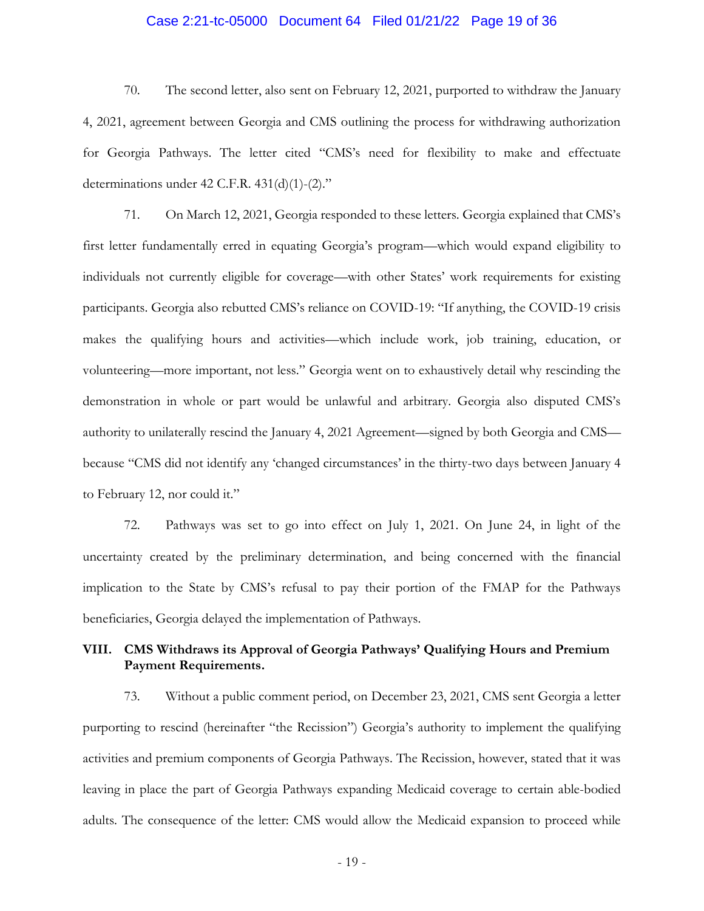70. The second letter, also sent on February 12, 2021, purported to withdraw the January 4, 2021, agreement between Georgia and CMS outlining the process for withdrawing authorization for Georgia Pathways. The letter cited "CMS's need for flexibility to make and effectuate determinations under 42 C.F.R. 431(d)(1)-(2)."

71. On March 12, 2021, Georgia responded to these letters. Georgia explained that CMS's first letter fundamentally erred in equating Georgia's program—which would expand eligibility to individuals not currently eligible for coverage—with other States' work requirements for existing participants. Georgia also rebutted CMS's reliance on COVID-19: "If anything, the COVID-19 crisis makes the qualifying hours and activities—which include work, job training, education, or volunteering—more important, not less." Georgia went on to exhaustively detail why rescinding the demonstration in whole or part would be unlawful and arbitrary. Georgia also disputed CMS's authority to unilaterally rescind the January 4, 2021 Agreement—signed by both Georgia and CMS—because "CMS did not identify any 'changed circumstances' in the thirty-two days between January 4 to February 12, nor could it."

72. Pathways was set to go into effect on July 1, 2021. On June 24, in light of the uncertainty created by the preliminary determination, and being concerned with the financial implication to the State by CMS's refusal to pay their portion of the FMAP for the Pathways beneficiaries, Georgia delayed the implementation of Pathways.

## VIII. CMS Withdraws its Approval of Georgia Pathways' Qualifying Hours and Premium Payment Requirements.

73. Without a public comment period, on December 23, 2021, CMS sent Georgia a letter purporting to rescind (hereinafter "the Recission") Georgia's authority to implement the qualifying activities and premium components of Georgia Pathways. The Recission, however, stated that it was leaving in place the part of Georgia Pathways expanding Medicaid coverage to certain able-bodied adults. The consequence of the letter: CMS would allow the Medicaid expansion to proceed while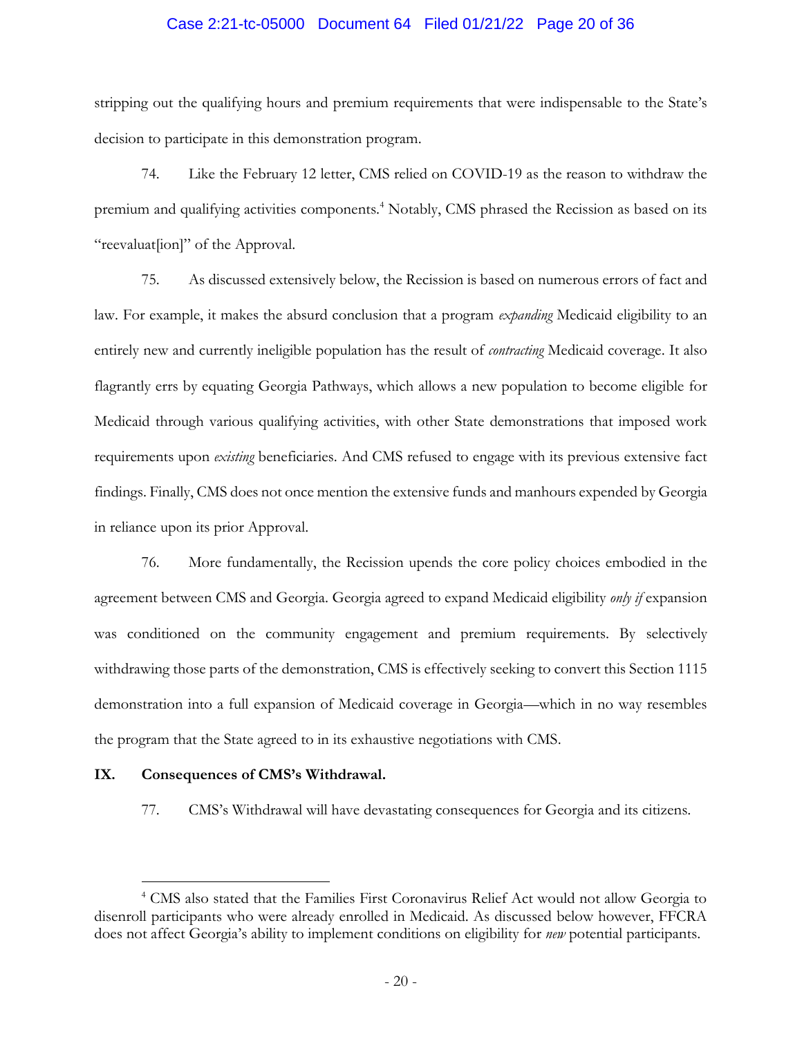stripping out the qualifying hours and premium requirements that were indispensable to the State's decision to participate in this demonstration program.

74. Like the February 12 letter, CMS relied on COVID-19 as the reason to withdraw the premium and qualifying activities components.[4] Notably, CMS phrased the Recission as based on its "reevaluat[ion]" of the Approval.

75. As discussed extensively below, the Recission is based on numerous errors of fact and law. For example, it makes the absurd conclusion that a program *expanding* Medicaid eligibility to an entirely new and currently ineligible population has the result of *contracting* Medicaid coverage. It also flagrantly errs by equating Georgia Pathways, which allows a new population to become eligible for Medicaid through various qualifying activities, with other State demonstrations that imposed work requirements upon *existing* beneficiaries. And CMS refused to engage with its previous extensive fact findings. Finally, CMS does not once mention the extensive funds and manhours expended by Georgia in reliance upon its prior Approval.

76. More fundamentally, the Recission upends the core policy choices embodied in the agreement between CMS and Georgia. Georgia agreed to expand Medicaid eligibility *only if* expansion was conditioned on the community engagement and premium requirements. By selectively withdrawing those parts of the demonstration, CMS is effectively seeking to convert this Section 1115 demonstration into a full expansion of Medicaid coverage in Georgia—which in no way resembles the program that the State agreed to in its exhaustive negotiations with CMS.

## IX. Consequences of CMS's Withdrawal.

77. CMS's Withdrawal will have devastating consequences for Georgia and its citizens.

---

[4] CMS also stated that the Families First Coronavirus Relief Act would not allow Georgia to disenroll participants who were already enrolled in Medicaid. As discussed below however, FFCRA does not affect Georgia's ability to implement conditions on eligibility for *new* potential participants.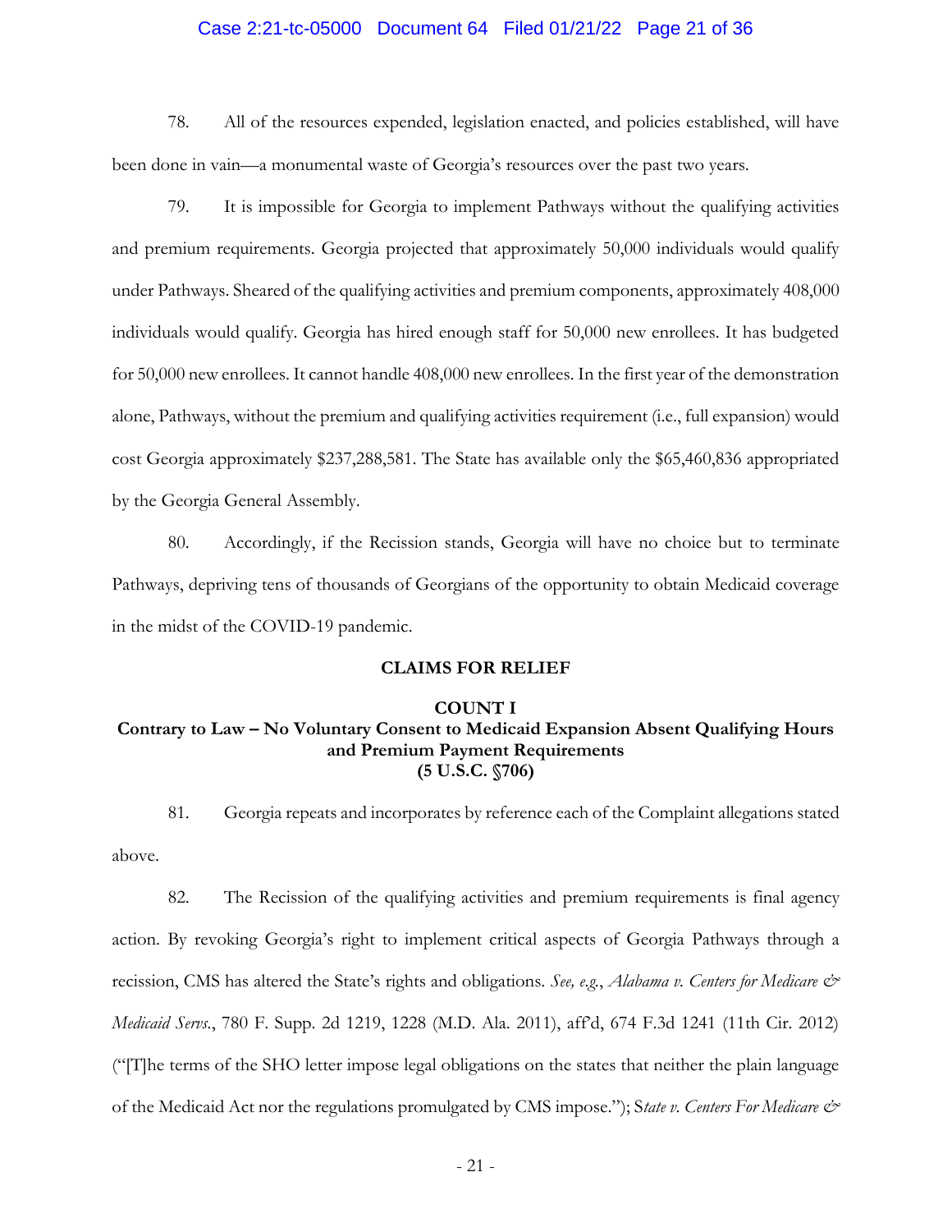78. All of the resources expended, legislation enacted, and policies established, will have been done in vain—a monumental waste of Georgia's resources over the past two years.

79. It is impossible for Georgia to implement Pathways without the qualifying activities and premium requirements. Georgia projected that approximately 50,000 individuals would qualify under Pathways. Sheared of the qualifying activities and premium components, approximately 408,000 individuals would qualify. Georgia has hired enough staff for 50,000 new enrollees. It has budgeted for 50,000 new enrollees. It cannot handle 408,000 new enrollees. In the first year of the demonstration alone, Pathways, without the premium and qualifying activities requirement (i.e., full expansion) would cost Georgia approximately $237,288,581. The State has available only the $65,460,836 appropriated by the Georgia General Assembly.

80. Accordingly, if the Recission stands, Georgia will have no choice but to terminate Pathways, depriving tens of thousands of Georgians of the opportunity to obtain Medicaid coverage in the midst of the COVID-19 pandemic.

## CLAIMS FOR RELIEF

### COUNT I
### Contrary to Law – No Voluntary Consent to Medicaid Expansion Absent Qualifying Hours and Premium Payment Requirements (5 U.S.C. §706)

81. Georgia repeats and incorporates by reference each of the Complaint allegations stated above.

82. The Recission of the qualifying activities and premium requirements is final agency action. By revoking Georgia's right to implement critical aspects of Georgia Pathways through a recission, CMS has altered the State's rights and obligations. *See, e.g.*, *Alabama v. Centers for Medicare & Medicaid Servs.*, 780 F. Supp. 2d 1219, 1228 (M.D. Ala. 2011), aff'd, 674 F.3d 1241 (11th Cir. 2012) ("[T]he terms of the SHO letter impose legal obligations on the states that neither the plain language of the Medicaid Act nor the regulations promulgated by CMS impose."); S*tate v. Centers For Medicare &*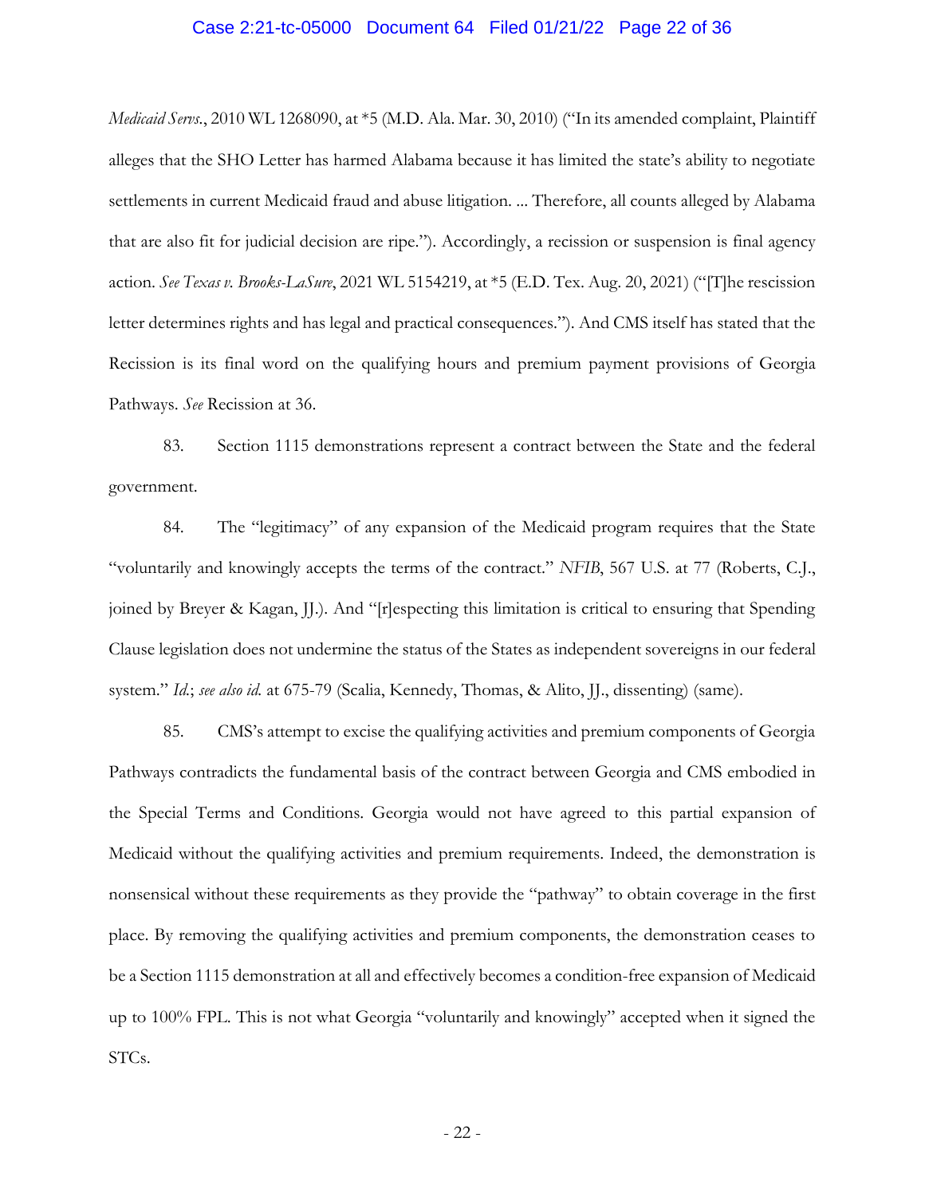*Medicaid Servs.*, 2010 WL 1268090, at *5 (M.D. Ala. Mar. 30, 2010) ("In its amended complaint, Plaintiff alleges that the SHO Letter has harmed Alabama because it has limited the state's ability to negotiate settlements in current Medicaid fraud and abuse litigation. ... Therefore, all counts alleged by Alabama that are also fit for judicial decision are ripe."). Accordingly, a recission or suspension is final agency action. *See Texas v. Brooks-LaSure*, 2021 WL 5154219, at *5 (E.D. Tex. Aug. 20, 2021) ("[T]he rescission letter determines rights and has legal and practical consequences."). And CMS itself has stated that the Recission is its final word on the qualifying hours and premium payment provisions of Georgia Pathways. *See* Recission at 36.

83. Section 1115 demonstrations represent a contract between the State and the federal government.

84. The "legitimacy" of any expansion of the Medicaid program requires that the State "voluntarily and knowingly accepts the terms of the contract." *NFIB*, 567 U.S. at 77 (Roberts, C.J., joined by Breyer & Kagan, JJ.). And "[r]especting this limitation is critical to ensuring that Spending Clause legislation does not undermine the status of the States as independent sovereigns in our federal system." *Id.*; *see also id.* at 675-79 (Scalia, Kennedy, Thomas, & Alito, JJ., dissenting) (same).

85. CMS's attempt to excise the qualifying activities and premium components of Georgia Pathways contradicts the fundamental basis of the contract between Georgia and CMS embodied in the Special Terms and Conditions. Georgia would not have agreed to this partial expansion of Medicaid without the qualifying activities and premium requirements. Indeed, the demonstration is nonsensical without these requirements as they provide the "pathway" to obtain coverage in the first place. By removing the qualifying activities and premium components, the demonstration ceases to be a Section 1115 demonstration at all and effectively becomes a condition-free expansion of Medicaid up to 100% FPL. This is not what Georgia "voluntarily and knowingly" accepted when it signed the STCs.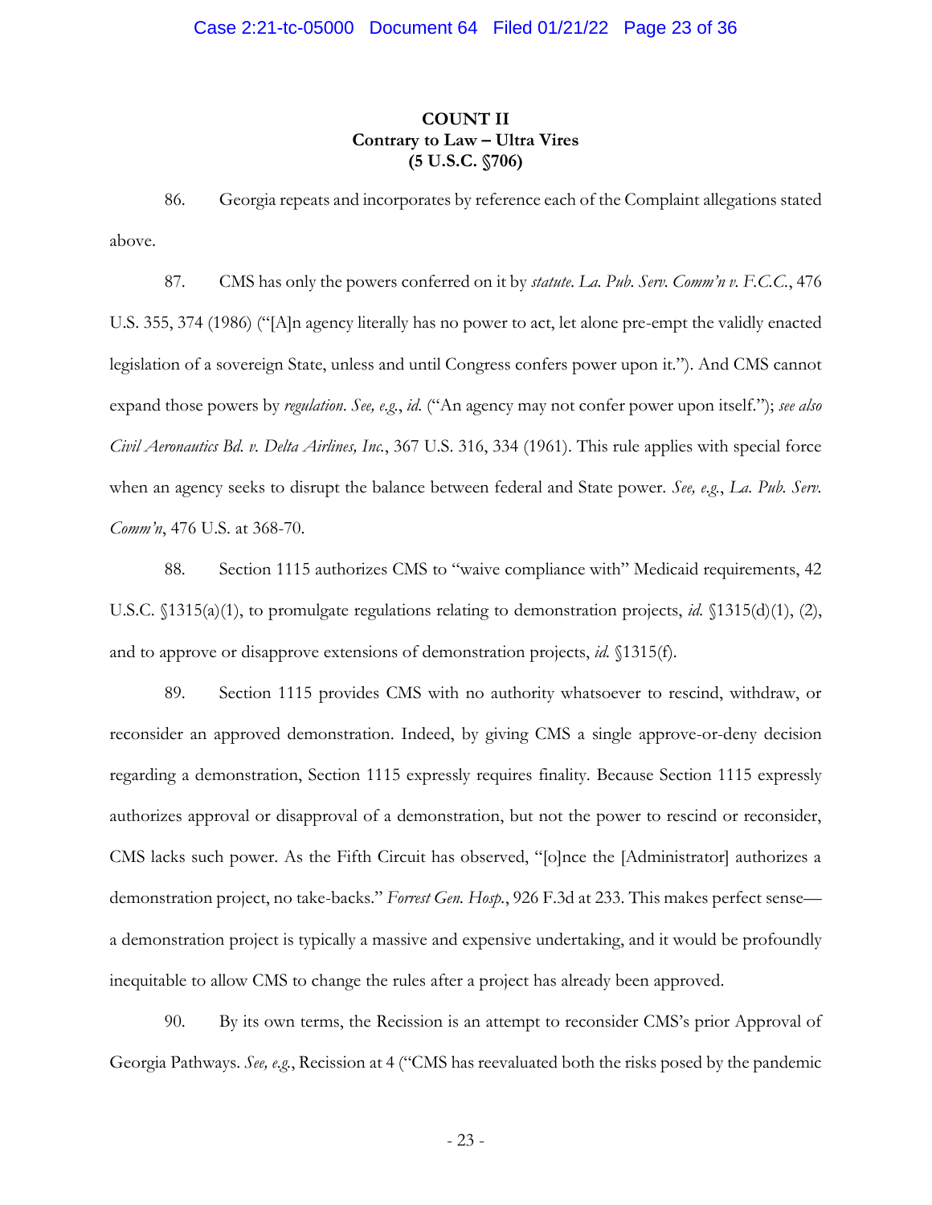**COUNT II**
**Contrary to Law – Ultra Vires**
**(5 U.S.C. §706)**

86. Georgia repeats and incorporates by reference each of the Complaint allegations stated above.

87. CMS has only the powers conferred on it by *statute*. *La. Pub. Serv. Comm'n v. F.C.C.*, 476 U.S. 355, 374 (1986) ("[A]n agency literally has no power to act, let alone pre-empt the validly enacted legislation of a sovereign State, unless and until Congress confers power upon it."). And CMS cannot expand those powers by *regulation*. *See, e.g.*, *id.* ("An agency may not confer power upon itself."); *see also Civil Aeronautics Bd. v. Delta Airlines, Inc.*, 367 U.S. 316, 334 (1961). This rule applies with special force when an agency seeks to disrupt the balance between federal and State power. *See, e.g.*, *La. Pub. Serv. Comm'n*, 476 U.S. at 368-70.

88. Section 1115 authorizes CMS to "waive compliance with" Medicaid requirements, 42 U.S.C. §1315(a)(1), to promulgate regulations relating to demonstration projects, *id.* §1315(d)(1), (2), and to approve or disapprove extensions of demonstration projects, *id.* §1315(f).

89. Section 1115 provides CMS with no authority whatsoever to rescind, withdraw, or reconsider an approved demonstration. Indeed, by giving CMS a single approve-or-deny decision regarding a demonstration, Section 1115 expressly requires finality. Because Section 1115 expressly authorizes approval or disapproval of a demonstration, but not the power to rescind or reconsider, CMS lacks such power. As the Fifth Circuit has observed, "[o]nce the [Administrator] authorizes a demonstration project, no take-backs." *Forrest Gen. Hosp.*, 926 F.3d at 233. This makes perfect sense—a demonstration project is typically a massive and expensive undertaking, and it would be profoundly inequitable to allow CMS to change the rules after a project has already been approved.

90. By its own terms, the Recission is an attempt to reconsider CMS's prior Approval of Georgia Pathways. *See, e.g.*, Recission at 4 ("CMS has reevaluated both the risks posed by the pandemic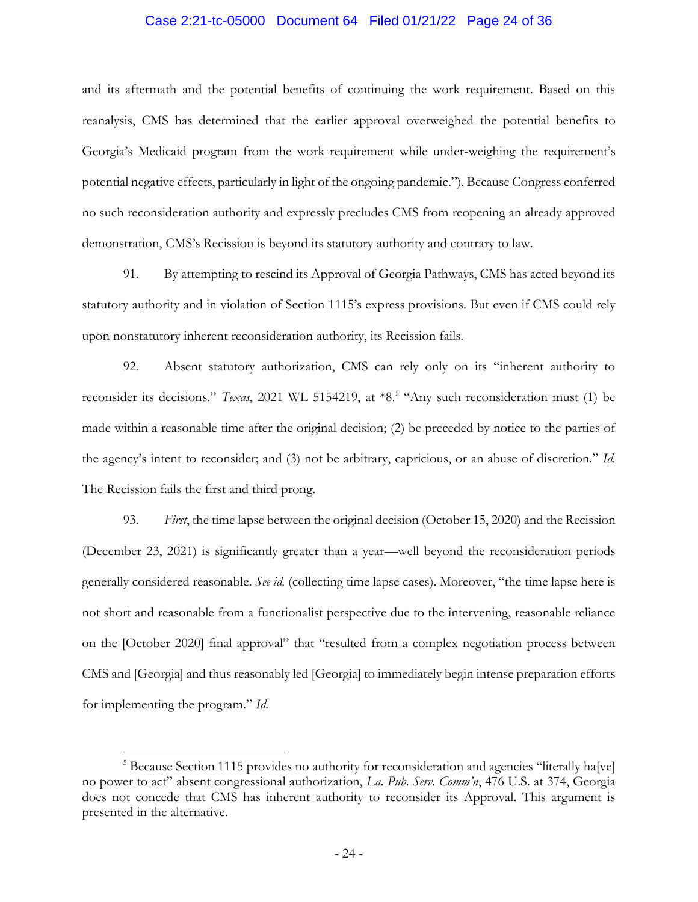and its aftermath and the potential benefits of continuing the work requirement. Based on this reanalysis, CMS has determined that the earlier approval overweighed the potential benefits to Georgia's Medicaid program from the work requirement while under-weighing the requirement's potential negative effects, particularly in light of the ongoing pandemic."). Because Congress conferred no such reconsideration authority and expressly precludes CMS from reopening an already approved demonstration, CMS's Recission is beyond its statutory authority and contrary to law.

91. By attempting to rescind its Approval of Georgia Pathways, CMS has acted beyond its statutory authority and in violation of Section 1115's express provisions. But even if CMS could rely upon nonstatutory inherent reconsideration authority, its Recission fails.

92. Absent statutory authorization, CMS can rely only on its "inherent authority to reconsider its decisions." *Texas*, 2021 WL 5154219, at *8.[5] "Any such reconsideration must (1) be made within a reasonable time after the original decision; (2) be preceded by notice to the parties of the agency's intent to reconsider; and (3) not be arbitrary, capricious, or an abuse of discretion." *Id.* The Recission fails the first and third prong.

93. *First*, the time lapse between the original decision (October 15, 2020) and the Recission (December 23, 2021) is significantly greater than a year—well beyond the reconsideration periods generally considered reasonable. *See id.* (collecting time lapse cases). Moreover, "the time lapse here is not short and reasonable from a functionalist perspective due to the intervening, reasonable reliance on the [October 2020] final approval" that "resulted from a complex negotiation process between CMS and [Georgia] and thus reasonably led [Georgia] to immediately begin intense preparation efforts for implementing the program." *Id.*

[5] Because Section 1115 provides no authority for reconsideration and agencies "literally ha[ve] no power to act" absent congressional authorization, *La. Pub. Serv. Comm'n*, 476 U.S. at 374, Georgia does not concede that CMS has inherent authority to reconsider its Approval. This argument is presented in the alternative.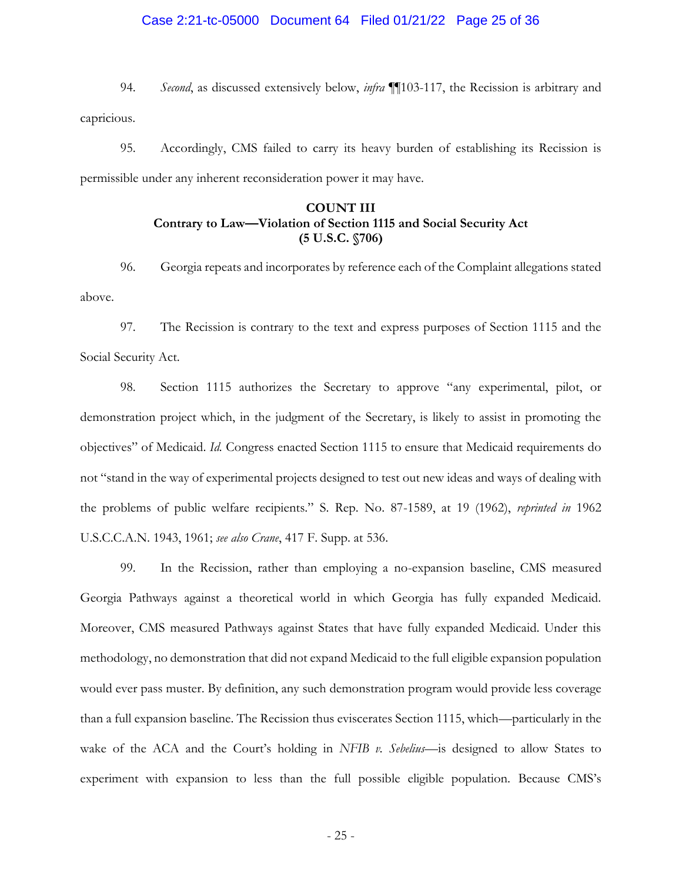94. *Second*, as discussed extensively below, *infra* ¶¶103-117, the Recission is arbitrary and capricious.

95. Accordingly, CMS failed to carry its heavy burden of establishing its Recission is permissible under any inherent reconsideration power it may have.

**COUNT III**
**Contrary to Law—Violation of Section 1115 and Social Security Act**
**(5 U.S.C. §706)**

96. Georgia repeats and incorporates by reference each of the Complaint allegations stated above.

97. The Recission is contrary to the text and express purposes of Section 1115 and the Social Security Act.

98. Section 1115 authorizes the Secretary to approve "any experimental, pilot, or demonstration project which, in the judgment of the Secretary, is likely to assist in promoting the objectives" of Medicaid. *Id.* Congress enacted Section 1115 to ensure that Medicaid requirements do not "stand in the way of experimental projects designed to test out new ideas and ways of dealing with the problems of public welfare recipients." S. Rep. No. 87-1589, at 19 (1962), *reprinted in* 1962 U.S.C.C.A.N. 1943, 1961; *see also Crane*, 417 F. Supp. at 536.

99. In the Recission, rather than employing a no-expansion baseline, CMS measured Georgia Pathways against a theoretical world in which Georgia has fully expanded Medicaid. Moreover, CMS measured Pathways against States that have fully expanded Medicaid. Under this methodology, no demonstration that did not expand Medicaid to the full eligible expansion population would ever pass muster. By definition, any such demonstration program would provide less coverage than a full expansion baseline. The Recission thus eviscerates Section 1115, which—particularly in the wake of the ACA and the Court's holding in *NFIB v. Sebelius*—is designed to allow States to experiment with expansion to less than the full possible eligible population. Because CMS's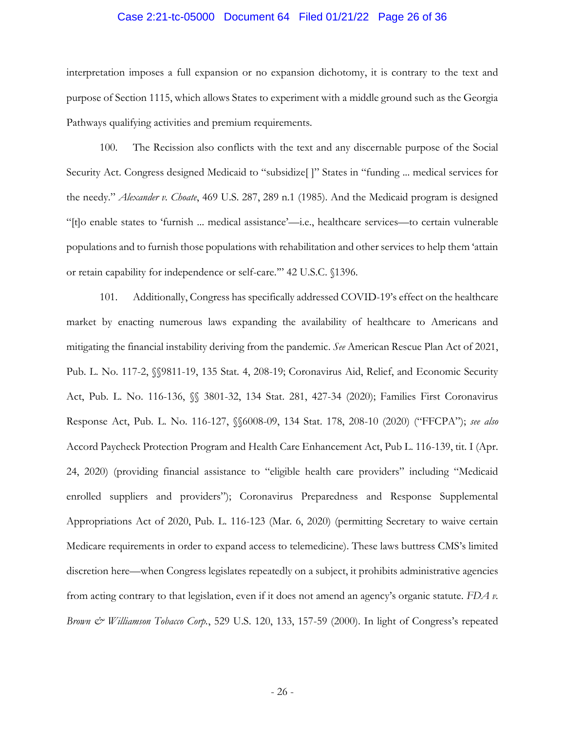interpretation imposes a full expansion or no expansion dichotomy, it is contrary to the text and purpose of Section 1115, which allows States to experiment with a middle ground such as the Georgia Pathways qualifying activities and premium requirements.

100. The Recission also conflicts with the text and any discernable purpose of the Social Security Act. Congress designed Medicaid to "subsidize[ ]" States in "funding ... medical services for the needy." *Alexander v. Choate*, 469 U.S. 287, 289 n.1 (1985). And the Medicaid program is designed "[t]o enable states to 'furnish ... medical assistance'—i.e., healthcare services—to certain vulnerable populations and to furnish those populations with rehabilitation and other services to help them 'attain or retain capability for independence or self-care.'" 42 U.S.C. §1396.

101. Additionally, Congress has specifically addressed COVID-19's effect on the healthcare market by enacting numerous laws expanding the availability of healthcare to Americans and mitigating the financial instability deriving from the pandemic. *See* American Rescue Plan Act of 2021, Pub. L. No. 117-2, §§9811-19, 135 Stat. 4, 208-19; Coronavirus Aid, Relief, and Economic Security Act, Pub. L. No. 116-136, §§ 3801-32, 134 Stat. 281, 427-34 (2020); Families First Coronavirus Response Act, Pub. L. No. 116-127, §§6008-09, 134 Stat. 178, 208-10 (2020) ("FFCPA"); *see also* Accord Paycheck Protection Program and Health Care Enhancement Act, Pub L. 116-139, tit. I (Apr. 24, 2020) (providing financial assistance to "eligible health care providers" including "Medicaid enrolled suppliers and providers"); Coronavirus Preparedness and Response Supplemental Appropriations Act of 2020, Pub. L. 116-123 (Mar. 6, 2020) (permitting Secretary to waive certain Medicare requirements in order to expand access to telemedicine). These laws buttress CMS's limited discretion here—when Congress legislates repeatedly on a subject, it prohibits administrative agencies from acting contrary to that legislation, even if it does not amend an agency's organic statute. *FDA v. Brown & Williamson Tobacco Corp.*, 529 U.S. 120, 133, 157-59 (2000). In light of Congress's repeated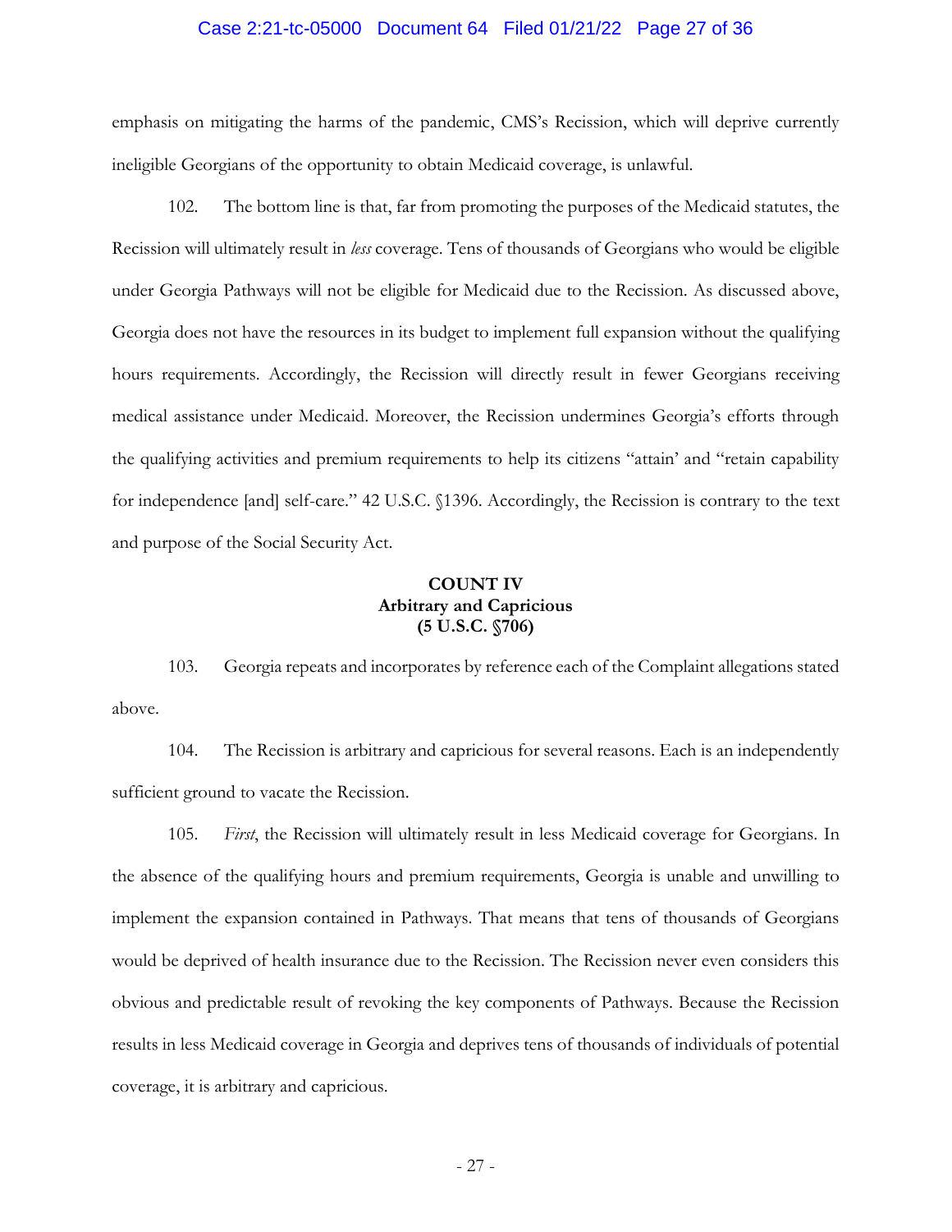emphasis on mitigating the harms of the pandemic, CMS's Recission, which will deprive currently ineligible Georgians of the opportunity to obtain Medicaid coverage, is unlawful.

102. The bottom line is that, far from promoting the purposes of the Medicaid statutes, the Recission will ultimately result in *less* coverage. Tens of thousands of Georgians who would be eligible under Georgia Pathways will not be eligible for Medicaid due to the Recission. As discussed above, Georgia does not have the resources in its budget to implement full expansion without the qualifying hours requirements. Accordingly, the Recission will directly result in fewer Georgians receiving medical assistance under Medicaid. Moreover, the Recission undermines Georgia's efforts through the qualifying activities and premium requirements to help its citizens "attain' and "retain capability for independence [and] self-care." 42 U.S.C. §1396. Accordingly, the Recission is contrary to the text and purpose of the Social Security Act.

**COUNT IV**
**Arbitrary and Capricious**
**(5 U.S.C. §706)**

103. Georgia repeats and incorporates by reference each of the Complaint allegations stated above.

104. The Recission is arbitrary and capricious for several reasons. Each is an independently sufficient ground to vacate the Recission.

105. *First*, the Recission will ultimately result in less Medicaid coverage for Georgians. In the absence of the qualifying hours and premium requirements, Georgia is unable and unwilling to implement the expansion contained in Pathways. That means that tens of thousands of Georgians would be deprived of health insurance due to the Recission. The Recission never even considers this obvious and predictable result of revoking the key components of Pathways. Because the Recission results in less Medicaid coverage in Georgia and deprives tens of thousands of individuals of potential coverage, it is arbitrary and capricious.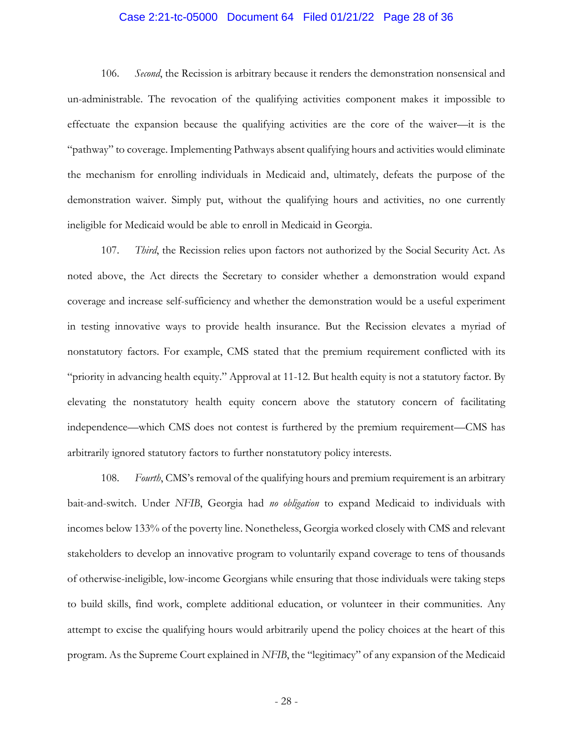106. *Second*, the Recission is arbitrary because it renders the demonstration nonsensical and un-administrable. The revocation of the qualifying activities component makes it impossible to effectuate the expansion because the qualifying activities are the core of the waiver—it is the "pathway" to coverage. Implementing Pathways absent qualifying hours and activities would eliminate the mechanism for enrolling individuals in Medicaid and, ultimately, defeats the purpose of the demonstration waiver. Simply put, without the qualifying hours and activities, no one currently ineligible for Medicaid would be able to enroll in Medicaid in Georgia.

107. *Third*, the Recission relies upon factors not authorized by the Social Security Act. As noted above, the Act directs the Secretary to consider whether a demonstration would expand coverage and increase self-sufficiency and whether the demonstration would be a useful experiment in testing innovative ways to provide health insurance. But the Recission elevates a myriad of nonstatutory factors. For example, CMS stated that the premium requirement conflicted with its "priority in advancing health equity." Approval at 11-12. But health equity is not a statutory factor. By elevating the nonstatutory health equity concern above the statutory concern of facilitating independence—which CMS does not contest is furthered by the premium requirement—CMS has arbitrarily ignored statutory factors to further nonstatutory policy interests.

108. *Fourth*, CMS's removal of the qualifying hours and premium requirement is an arbitrary bait-and-switch. Under *NFIB*, Georgia had *no obligation* to expand Medicaid to individuals with incomes below 133% of the poverty line. Nonetheless, Georgia worked closely with CMS and relevant stakeholders to develop an innovative program to voluntarily expand coverage to tens of thousands of otherwise-ineligible, low-income Georgians while ensuring that those individuals were taking steps to build skills, find work, complete additional education, or volunteer in their communities. Any attempt to excise the qualifying hours would arbitrarily upend the policy choices at the heart of this program. As the Supreme Court explained in *NFIB*, the "legitimacy" of any expansion of the Medicaid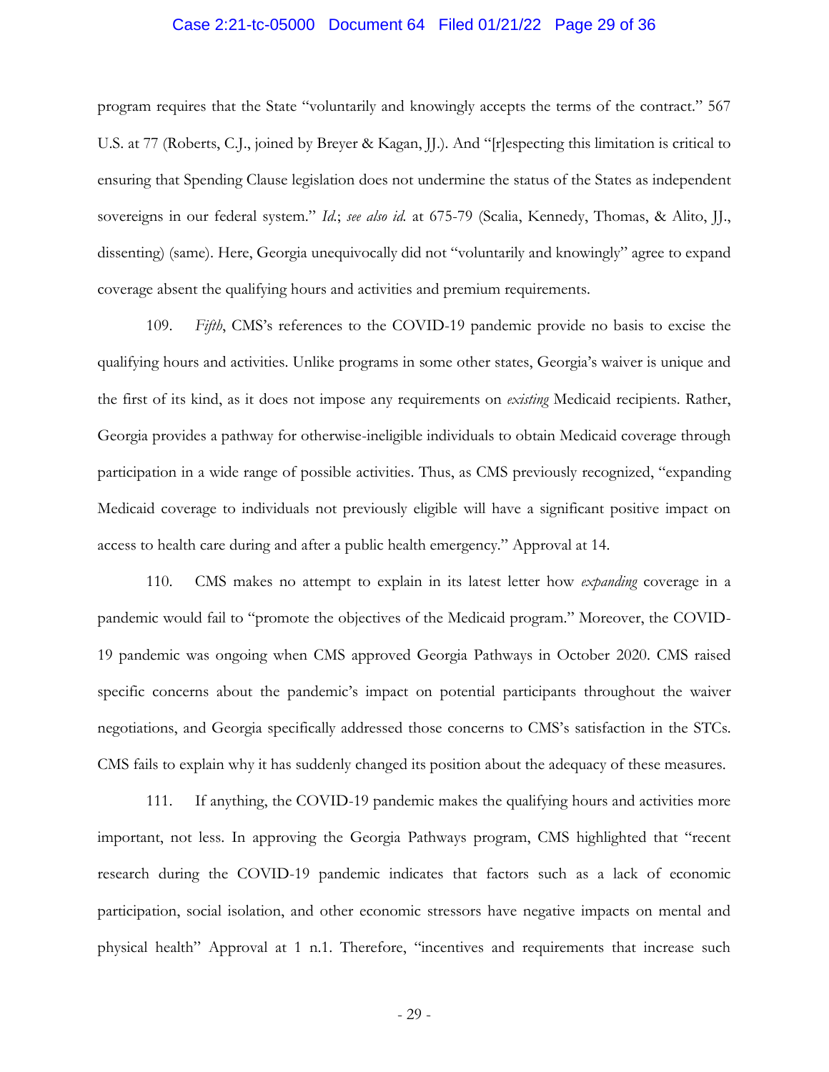program requires that the State "voluntarily and knowingly accepts the terms of the contract." 567 U.S. at 77 (Roberts, C.J., joined by Breyer & Kagan, JJ.). And "[r]especting this limitation is critical to ensuring that Spending Clause legislation does not undermine the status of the States as independent sovereigns in our federal system." *Id.*; *see also id.* at 675-79 (Scalia, Kennedy, Thomas, & Alito, JJ., dissenting) (same). Here, Georgia unequivocally did not "voluntarily and knowingly" agree to expand coverage absent the qualifying hours and activities and premium requirements.

109. *Fifth*, CMS's references to the COVID-19 pandemic provide no basis to excise the qualifying hours and activities. Unlike programs in some other states, Georgia's waiver is unique and the first of its kind, as it does not impose any requirements on *existing* Medicaid recipients. Rather, Georgia provides a pathway for otherwise-ineligible individuals to obtain Medicaid coverage through participation in a wide range of possible activities. Thus, as CMS previously recognized, "expanding Medicaid coverage to individuals not previously eligible will have a significant positive impact on access to health care during and after a public health emergency." Approval at 14.

110. CMS makes no attempt to explain in its latest letter how *expanding* coverage in a pandemic would fail to "promote the objectives of the Medicaid program." Moreover, the COVID-19 pandemic was ongoing when CMS approved Georgia Pathways in October 2020. CMS raised specific concerns about the pandemic's impact on potential participants throughout the waiver negotiations, and Georgia specifically addressed those concerns to CMS's satisfaction in the STCs. CMS fails to explain why it has suddenly changed its position about the adequacy of these measures.

111. If anything, the COVID-19 pandemic makes the qualifying hours and activities more important, not less. In approving the Georgia Pathways program, CMS highlighted that "recent research during the COVID-19 pandemic indicates that factors such as a lack of economic participation, social isolation, and other economic stressors have negative impacts on mental and physical health" Approval at 1 n.1. Therefore, "incentives and requirements that increase such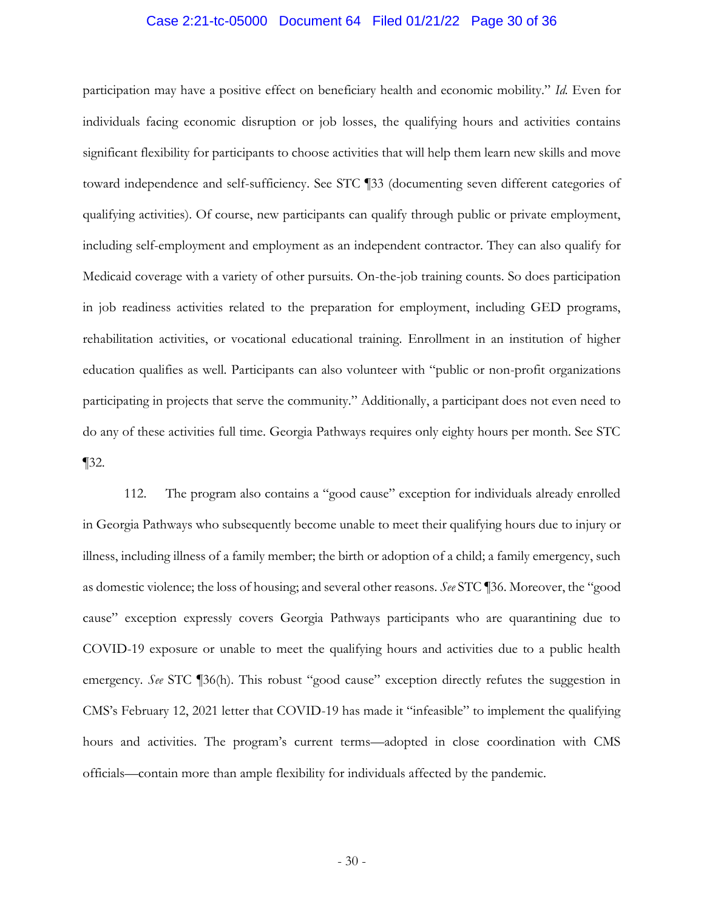participation may have a positive effect on beneficiary health and economic mobility." *Id.* Even for individuals facing economic disruption or job losses, the qualifying hours and activities contains significant flexibility for participants to choose activities that will help them learn new skills and move toward independence and self-sufficiency. See STC ¶33 (documenting seven different categories of qualifying activities). Of course, new participants can qualify through public or private employment, including self-employment and employment as an independent contractor. They can also qualify for Medicaid coverage with a variety of other pursuits. On-the-job training counts. So does participation in job readiness activities related to the preparation for employment, including GED programs, rehabilitation activities, or vocational educational training. Enrollment in an institution of higher education qualifies as well. Participants can also volunteer with "public or non-profit organizations participating in projects that serve the community." Additionally, a participant does not even need to do any of these activities full time. Georgia Pathways requires only eighty hours per month. See STC ¶32.

112. The program also contains a "good cause" exception for individuals already enrolled in Georgia Pathways who subsequently become unable to meet their qualifying hours due to injury or illness, including illness of a family member; the birth or adoption of a child; a family emergency, such as domestic violence; the loss of housing; and several other reasons. *See* STC ¶36. Moreover, the "good cause" exception expressly covers Georgia Pathways participants who are quarantining due to COVID-19 exposure or unable to meet the qualifying hours and activities due to a public health emergency. *See* STC ¶36(h). This robust "good cause" exception directly refutes the suggestion in CMS's February 12, 2021 letter that COVID-19 has made it "infeasible" to implement the qualifying hours and activities. The program's current terms—adopted in close coordination with CMS officials—contain more than ample flexibility for individuals affected by the pandemic.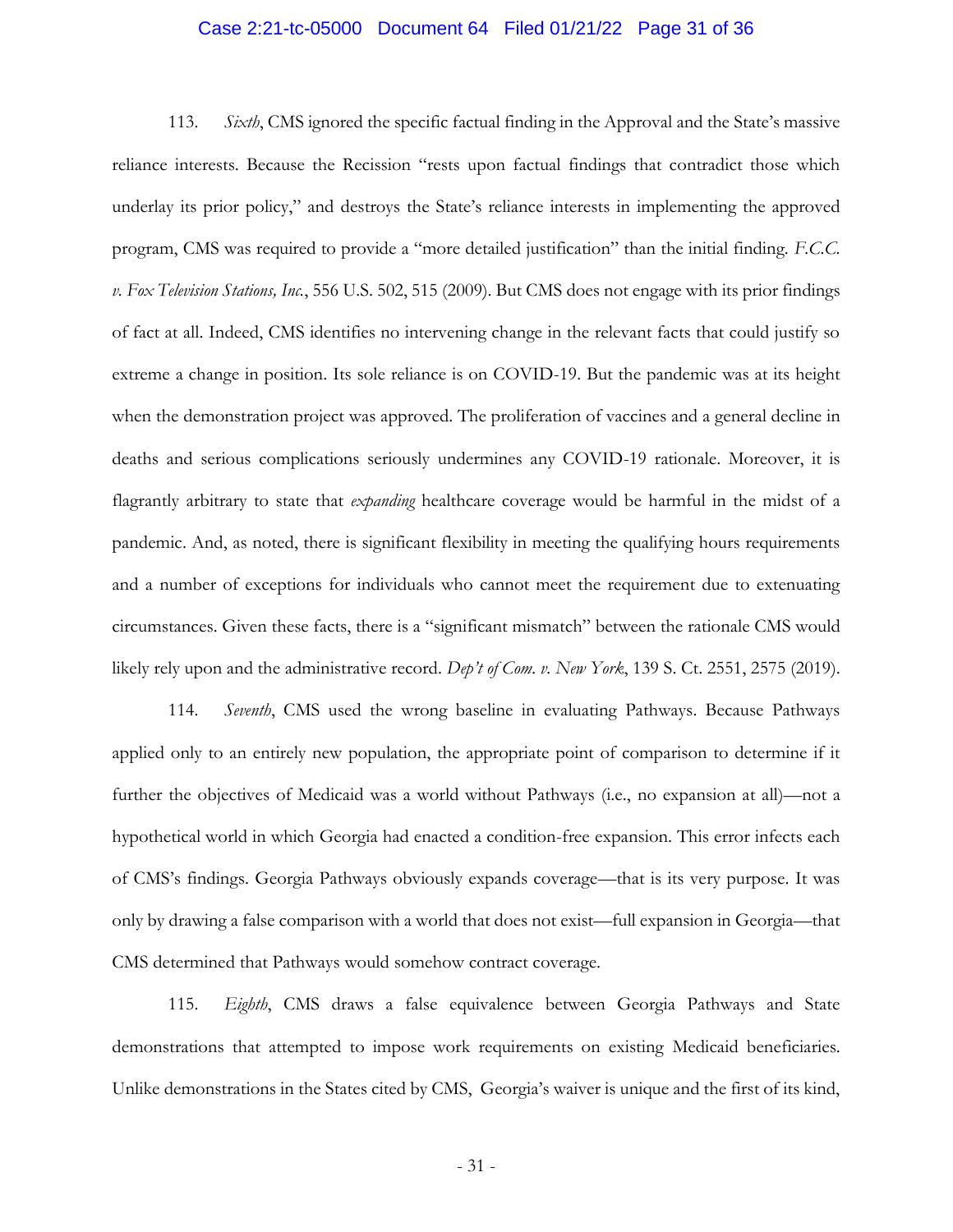113. *Sixth*, CMS ignored the specific factual finding in the Approval and the State's massive reliance interests. Because the Recission "rests upon factual findings that contradict those which underlay its prior policy," and destroys the State's reliance interests in implementing the approved program, CMS was required to provide a "more detailed justification" than the initial finding. *F.C.C. v. Fox Television Stations, Inc.*, 556 U.S. 502, 515 (2009). But CMS does not engage with its prior findings of fact at all. Indeed, CMS identifies no intervening change in the relevant facts that could justify so extreme a change in position. Its sole reliance is on COVID-19. But the pandemic was at its height when the demonstration project was approved. The proliferation of vaccines and a general decline in deaths and serious complications seriously undermines any COVID-19 rationale. Moreover, it is flagrantly arbitrary to state that *expanding* healthcare coverage would be harmful in the midst of a pandemic. And, as noted, there is significant flexibility in meeting the qualifying hours requirements and a number of exceptions for individuals who cannot meet the requirement due to extenuating circumstances. Given these facts, there is a "significant mismatch" between the rationale CMS would likely rely upon and the administrative record. *Dep't of Com. v. New York*, 139 S. Ct. 2551, 2575 (2019).

114. *Seventh*, CMS used the wrong baseline in evaluating Pathways. Because Pathways applied only to an entirely new population, the appropriate point of comparison to determine if it further the objectives of Medicaid was a world without Pathways (i.e., no expansion at all)—not a hypothetical world in which Georgia had enacted a condition-free expansion. This error infects each of CMS's findings. Georgia Pathways obviously expands coverage—that is its very purpose. It was only by drawing a false comparison with a world that does not exist—full expansion in Georgia—that CMS determined that Pathways would somehow contract coverage.

115. *Eighth*, CMS draws a false equivalence between Georgia Pathways and State demonstrations that attempted to impose work requirements on existing Medicaid beneficiaries. Unlike demonstrations in the States cited by CMS, Georgia's waiver is unique and the first of its kind,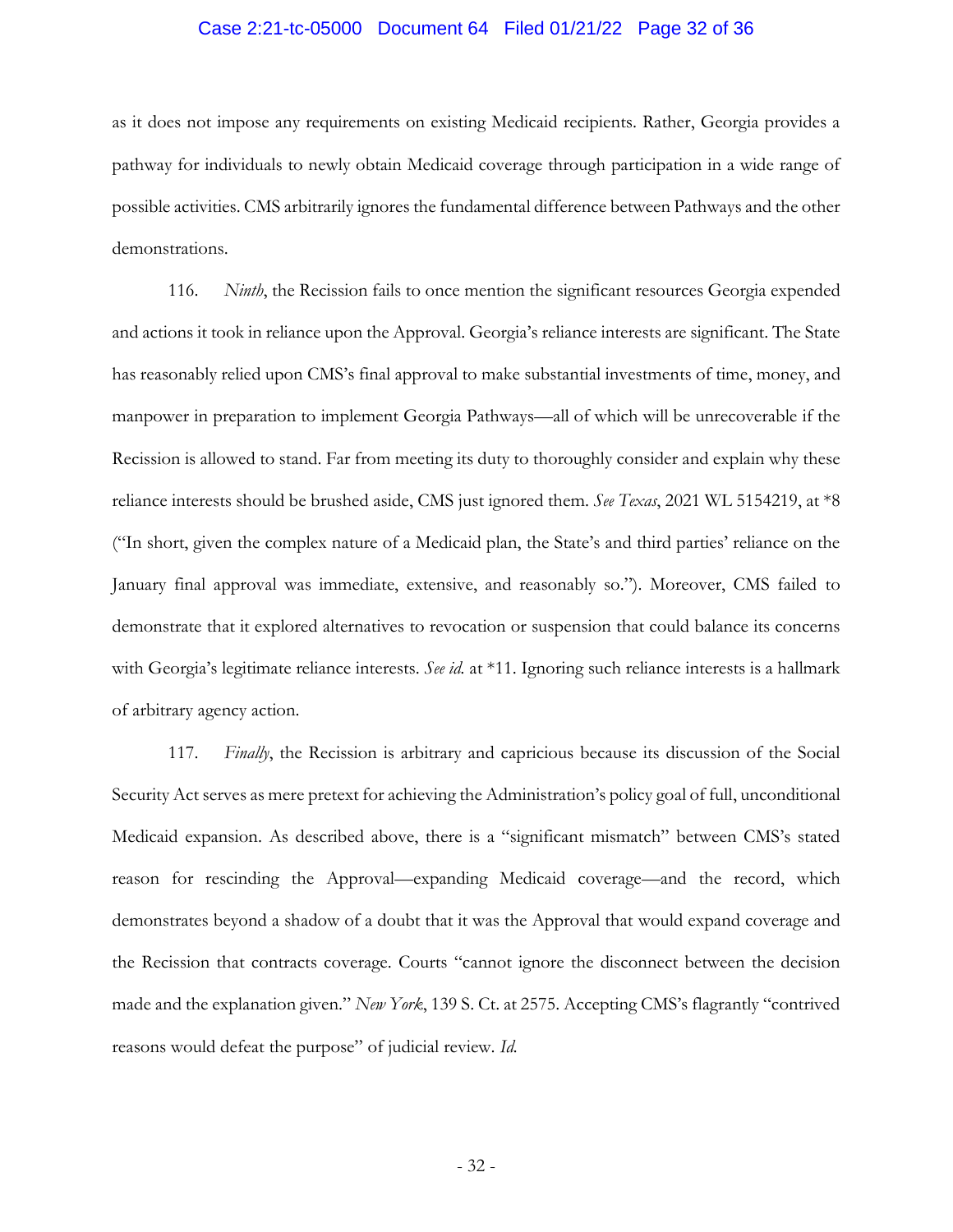as it does not impose any requirements on existing Medicaid recipients. Rather, Georgia provides a pathway for individuals to newly obtain Medicaid coverage through participation in a wide range of possible activities. CMS arbitrarily ignores the fundamental difference between Pathways and the other demonstrations.

116. *Ninth*, the Recission fails to once mention the significant resources Georgia expended and actions it took in reliance upon the Approval. Georgia's reliance interests are significant. The State has reasonably relied upon CMS's final approval to make substantial investments of time, money, and manpower in preparation to implement Georgia Pathways—all of which will be unrecoverable if the Recission is allowed to stand. Far from meeting its duty to thoroughly consider and explain why these reliance interests should be brushed aside, CMS just ignored them. *See Texas*, 2021 WL 5154219, at *8 ("In short, given the complex nature of a Medicaid plan, the State's and third parties' reliance on the January final approval was immediate, extensive, and reasonably so."). Moreover, CMS failed to demonstrate that it explored alternatives to revocation or suspension that could balance its concerns with Georgia's legitimate reliance interests. *See id.* at *11. Ignoring such reliance interests is a hallmark of arbitrary agency action.

117. *Finally*, the Recission is arbitrary and capricious because its discussion of the Social Security Act serves as mere pretext for achieving the Administration's policy goal of full, unconditional Medicaid expansion. As described above, there is a "significant mismatch" between CMS's stated reason for rescinding the Approval—expanding Medicaid coverage—and the record, which demonstrates beyond a shadow of a doubt that it was the Approval that would expand coverage and the Recission that contracts coverage. Courts "cannot ignore the disconnect between the decision made and the explanation given." *New York*, 139 S. Ct. at 2575. Accepting CMS's flagrantly "contrived reasons would defeat the purpose" of judicial review. *Id.*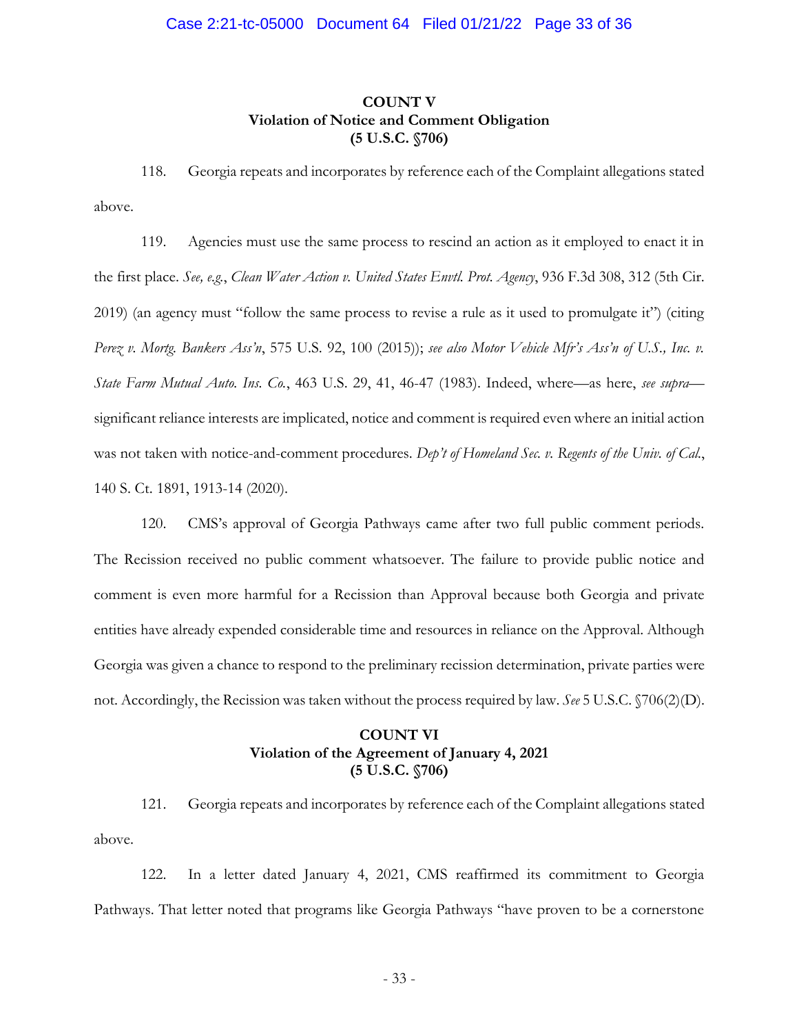**COUNT V**
**Violation of Notice and Comment Obligation**
**(5 U.S.C. §706)**

118. Georgia repeats and incorporates by reference each of the Complaint allegations stated above.

119. Agencies must use the same process to rescind an action as it employed to enact it in the first place. *See, e.g.*, *Clean Water Action v. United States Envtl. Prot. Agency*, 936 F.3d 308, 312 (5th Cir. 2019) (an agency must "follow the same process to revise a rule as it used to promulgate it") (citing *Perez v. Mortg. Bankers Ass'n*, 575 U.S. 92, 100 (2015)); *see also Motor Vehicle Mfr's Ass'n of U.S., Inc. v. State Farm Mutual Auto. Ins. Co.*, 463 U.S. 29, 41, 46-47 (1983). Indeed, where—as here, *see supra*—significant reliance interests are implicated, notice and comment is required even where an initial action was not taken with notice-and-comment procedures. *Dep't of Homeland Sec. v. Regents of the Univ. of Cal.*, 140 S. Ct. 1891, 1913-14 (2020).

120. CMS's approval of Georgia Pathways came after two full public comment periods. The Recission received no public comment whatsoever. The failure to provide public notice and comment is even more harmful for a Recission than Approval because both Georgia and private entities have already expended considerable time and resources in reliance on the Approval. Although Georgia was given a chance to respond to the preliminary recission determination, private parties were not. Accordingly, the Recission was taken without the process required by law. *See* 5 U.S.C. §706(2)(D).

**COUNT VI**
**Violation of the Agreement of January 4, 2021**
**(5 U.S.C. §706)**

121. Georgia repeats and incorporates by reference each of the Complaint allegations stated above.

122. In a letter dated January 4, 2021, CMS reaffirmed its commitment to Georgia Pathways. That letter noted that programs like Georgia Pathways "have proven to be a cornerstone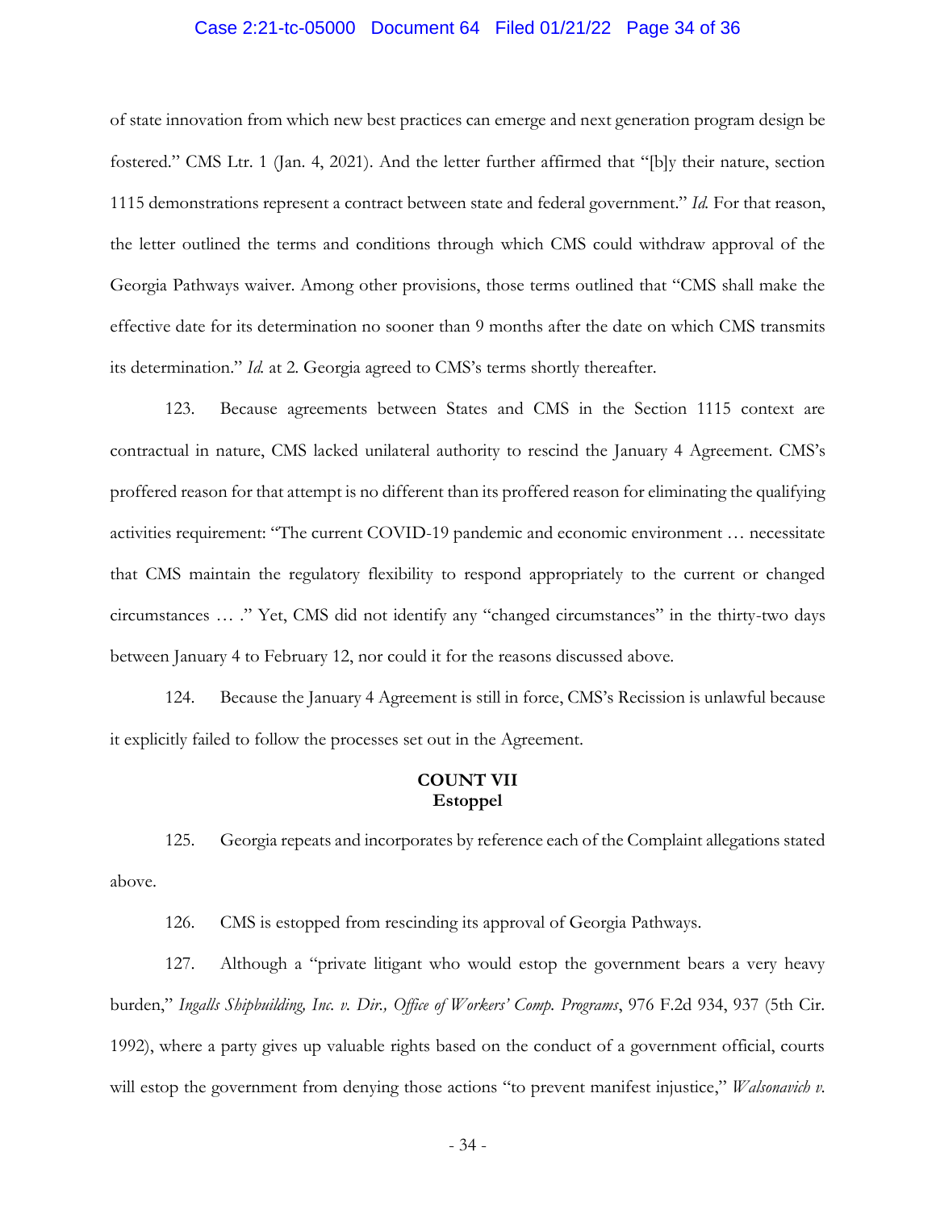of state innovation from which new best practices can emerge and next generation program design be fostered." CMS Ltr. 1 (Jan. 4, 2021). And the letter further affirmed that "[b]y their nature, section 1115 demonstrations represent a contract between state and federal government." *Id.* For that reason, the letter outlined the terms and conditions through which CMS could withdraw approval of the Georgia Pathways waiver. Among other provisions, those terms outlined that "CMS shall make the effective date for its determination no sooner than 9 months after the date on which CMS transmits its determination." *Id.* at 2. Georgia agreed to CMS's terms shortly thereafter.

123. Because agreements between States and CMS in the Section 1115 context are contractual in nature, CMS lacked unilateral authority to rescind the January 4 Agreement. CMS's proffered reason for that attempt is no different than its proffered reason for eliminating the qualifying activities requirement: "The current COVID-19 pandemic and economic environment … necessitate that CMS maintain the regulatory flexibility to respond appropriately to the current or changed circumstances … ." Yet, CMS did not identify any "changed circumstances" in the thirty-two days between January 4 to February 12, nor could it for the reasons discussed above.

124. Because the January 4 Agreement is still in force, CMS's Recission is unlawful because it explicitly failed to follow the processes set out in the Agreement.

### COUNT VII
### Estoppel

125. Georgia repeats and incorporates by reference each of the Complaint allegations stated above.

126. CMS is estopped from rescinding its approval of Georgia Pathways.

127. Although a "private litigant who would estop the government bears a very heavy burden," *Ingalls Shipbuilding, Inc. v. Dir., Office of Workers' Comp. Programs*, 976 F.2d 934, 937 (5th Cir. 1992), where a party gives up valuable rights based on the conduct of a government official, courts will estop the government from denying those actions "to prevent manifest injustice," *Walsonavich v.*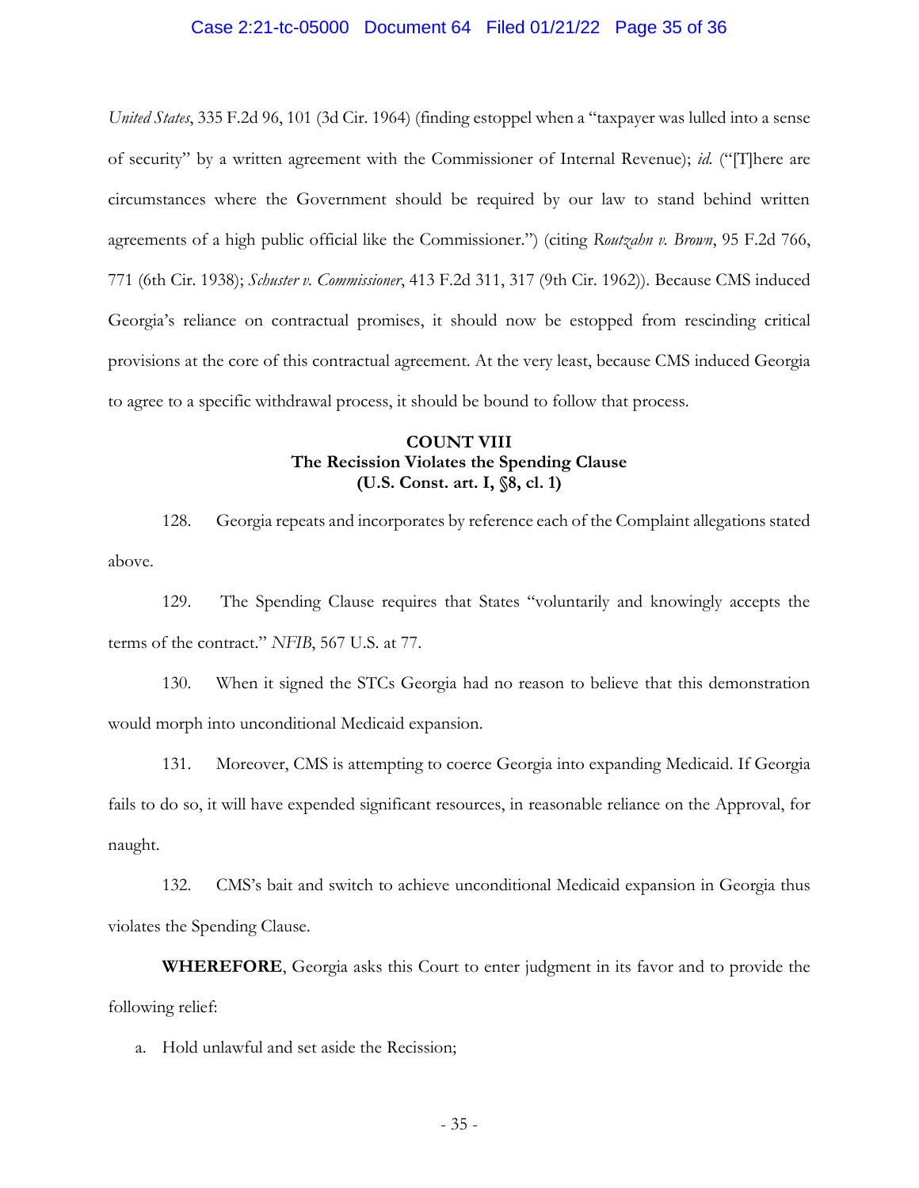*United States*, 335 F.2d 96, 101 (3d Cir. 1964) (finding estoppel when a "taxpayer was lulled into a sense of security" by a written agreement with the Commissioner of Internal Revenue); *id.* ("[T]here are circumstances where the Government should be required by our law to stand behind written agreements of a high public official like the Commissioner.") (citing *Routzahn v. Brown*, 95 F.2d 766, 771 (6th Cir. 1938); *Schuster v. Commissioner*, 413 F.2d 311, 317 (9th Cir. 1962)). Because CMS induced Georgia's reliance on contractual promises, it should now be estopped from rescinding critical provisions at the core of this contractual agreement. At the very least, because CMS induced Georgia to agree to a specific withdrawal process, it should be bound to follow that process.

**COUNT VIII**
**The Recission Violates the Spending Clause**
**(U.S. Const. art. I, §8, cl. 1)**

128. Georgia repeats and incorporates by reference each of the Complaint allegations stated above.

129. The Spending Clause requires that States "voluntarily and knowingly accepts the terms of the contract." *NFIB*, 567 U.S. at 77.

130. When it signed the STCs Georgia had no reason to believe that this demonstration would morph into unconditional Medicaid expansion.

131. Moreover, CMS is attempting to coerce Georgia into expanding Medicaid. If Georgia fails to do so, it will have expended significant resources, in reasonable reliance on the Approval, for naught.

132. CMS's bait and switch to achieve unconditional Medicaid expansion in Georgia thus violates the Spending Clause.

**WHEREFORE**, Georgia asks this Court to enter judgment in its favor and to provide the following relief:

a. Hold unlawful and set aside the Recission;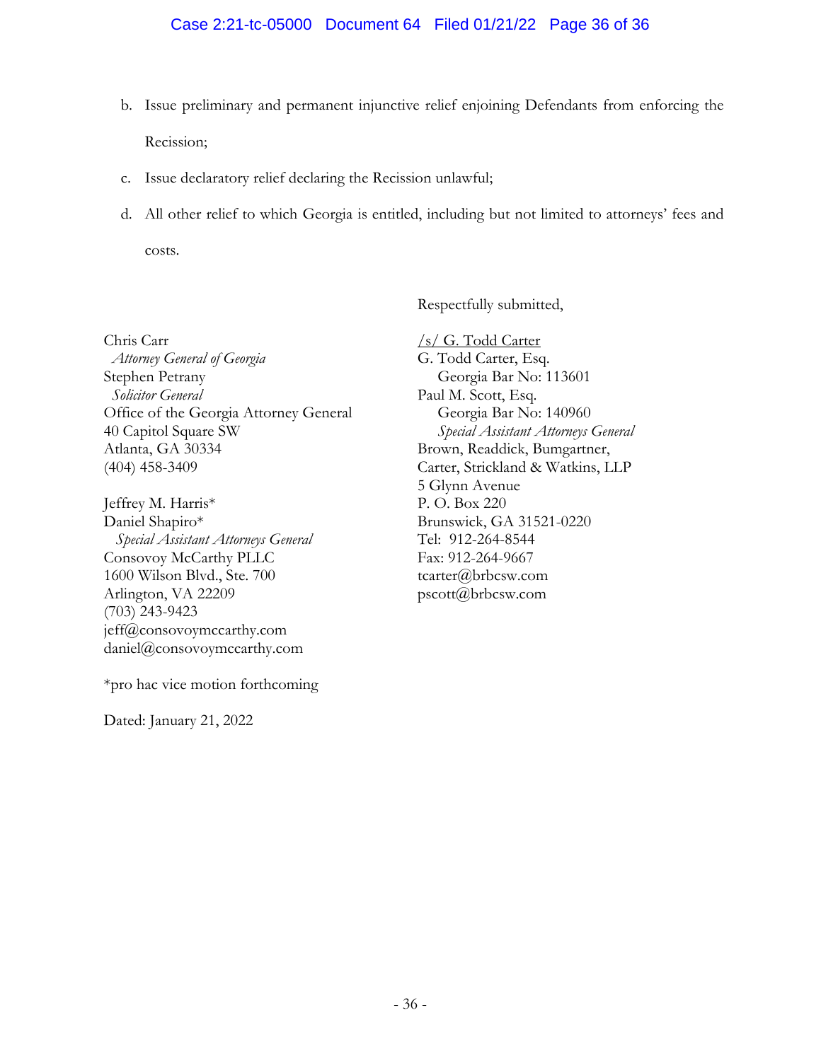b. Issue preliminary and permanent injunctive relief enjoining Defendants from enforcing the Recission;

c. Issue declaratory relief declaring the Recission unlawful;

d. All other relief to which Georgia is entitled, including but not limited to attorneys' fees and costs.

Respectfully submitted,

/s/ G. Todd Carter
G. Todd Carter, Esq.
Georgia Bar No: 113601
Paul M. Scott, Esq.
Georgia Bar No: 140960
*Special Assistant Attorneys General*
Brown, Readdick, Bumgartner,
Carter, Strickland & Watkins, LLP
5 Glynn Avenue
P. O. Box 220
Brunswick, GA 31521-0220
Tel: 912-264-8544
Fax: 912-264-9667
tcarter@brbcsw.com
pscott@brbcsw.com

Chris Carr
*Attorney General of Georgia*
Stephen Petrany
*Solicitor General*
Office of the Georgia Attorney General
40 Capitol Square SW
Atlanta, GA 30334
(404) 458-3409

Jeffrey M. Harris*
Daniel Shapiro*
*Special Assistant Attorneys General*
Consovoy McCarthy PLLC
1600 Wilson Blvd., Ste. 700
Arlington, VA 22209
(703) 243-9423
jeff@consovoymccarthy.com
daniel@consovoymccarthy.com

*pro hac vice motion forthcoming

Dated: January 21, 2022